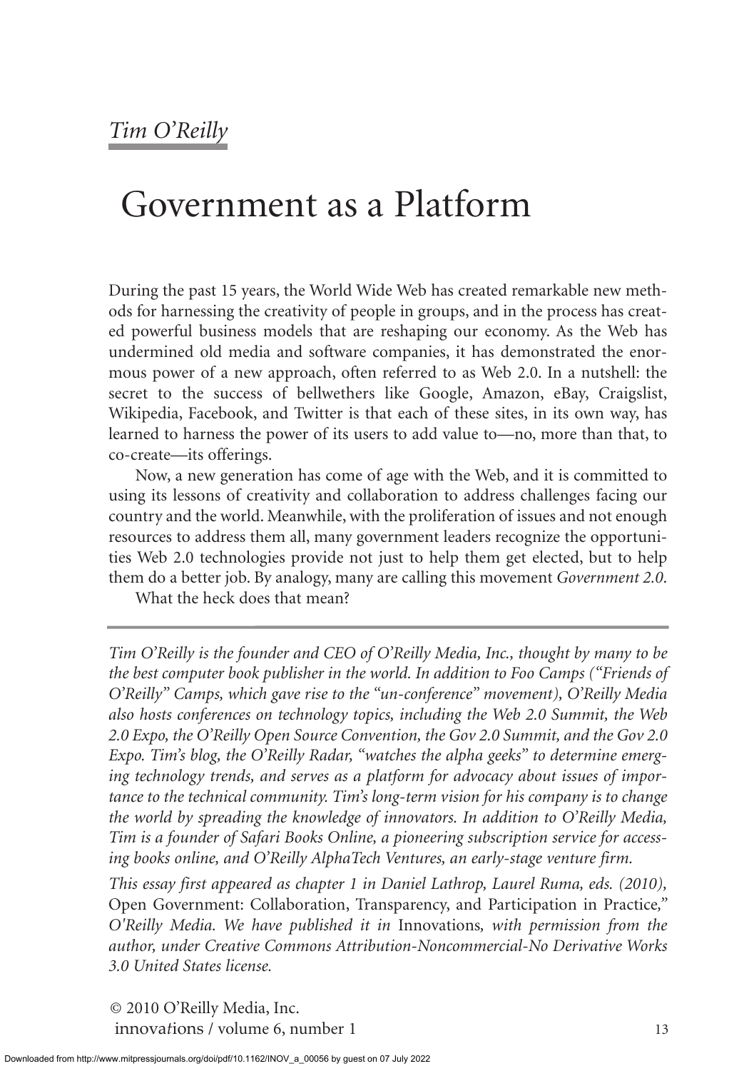*Tim O'Reilly*

# Government as a Platform

During the past 15 years, the World Wide Web has created remarkable new methods for harnessing the creativity of people in groups, and in the process has created powerful business models that are reshaping our economy. As the Web has undermined old media and software companies, it has demonstrated the enormous power of a new approach, often referred to as Web 2.0. In a nutshell: the secret to the success of bellwethers like Google, Amazon, eBay, Craigslist, Wikipedia, Facebook, and Twitter is that each of these sites, in its own way, has learned to harness the power of its users to add value to—no, more than that, to co-create—its offerings.

Now, a new generation has come of age with the Web, and it is committed to using its lessons of creativity and collaboration to address challenges facing our country and the world. Meanwhile, with the proliferation of issues and not enough resources to address them all, many government leaders recognize the opportunities Web 2.0 technologies provide not just to help them get elected, but to help them do a better job. By analogy, many are calling this movement *Government 2.0*.

What the heck does that mean?

---

*Tim O'Reilly is the founder and CEO of O'Reilly Media, Inc., thought by many to be the best computer book publisher in the world. In addition to Foo Camps ("Friends of O'Reilly" Camps, which gave rise to the "un-conference" movement), O'Reilly Media also hosts conferences on technology topics, including the Web 2.0 Summit, the Web 2.0 Expo, the O'Reilly Open Source Convention, the Gov 2.0 Summit, and the Gov 2.0 Expo. Tim's blog, the O'Reilly Radar, "watches the alpha geeks" to determine emerging technology trends, and serves as a platform for advocacy about issues of importance to the technical community. Tim's long-term vision for his company is to change the world by spreading the knowledge of innovators. In addition to O'Reilly Media, Tim is a founder of Safari Books Online, a pioneering subscription service for accessing books online, and O'Reilly AlphaTech Ventures, an early-stage venture firm.*

*This essay first appeared as chapter 1 in Daniel Lathrop, Laurel Ruma, eds. (2010),* Open Government: Collaboration, Transparency, and Participation in Practice," *O'Reilly Media. We have published it in* Innovations, *with permission from the author, under Creative Commons Attribution-Noncommercial-No Derivative Works 3.0 United States license.*

© 2010 O'Reilly Media, Inc.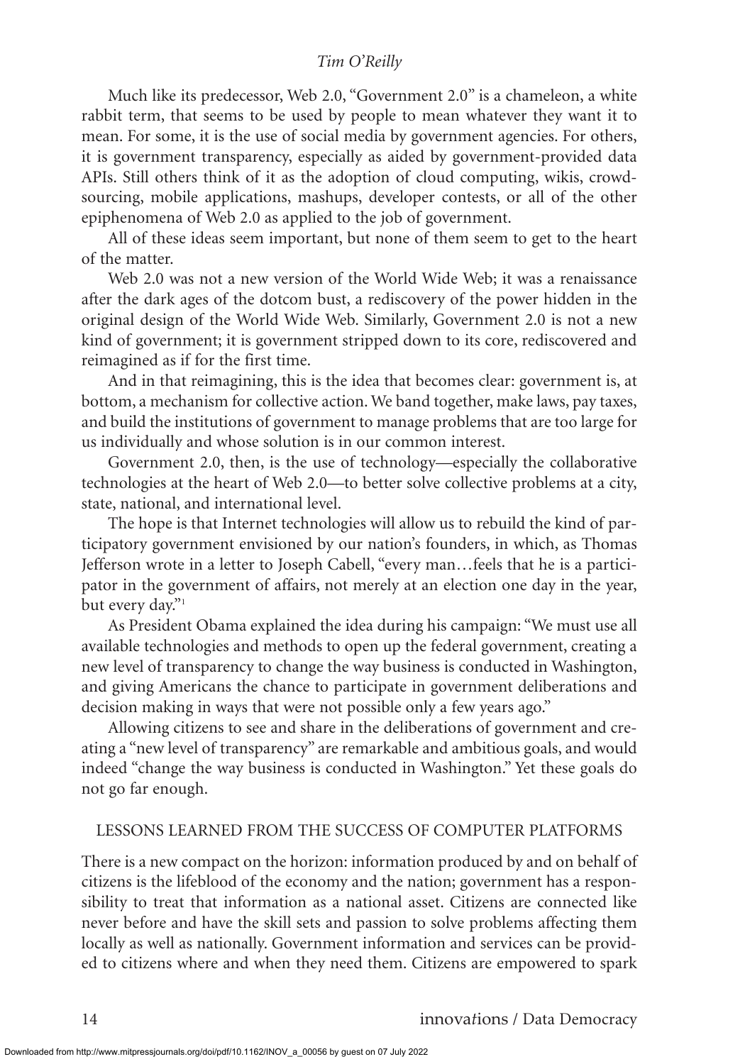Much like its predecessor, Web 2.0, "Government 2.0" is a chameleon, a white rabbit term, that seems to be used by people to mean whatever they want it to mean. For some, it is the use of social media by government agencies. For others, it is government transparency, especially as aided by government-provided data APIs. Still others think of it as the adoption of cloud computing, wikis, crowdsourcing, mobile applications, mashups, developer contests, or all of the other epiphenomena of Web 2.0 as applied to the job of government.

All of these ideas seem important, but none of them seem to get to the heart of the matter.

Web 2.0 was not a new version of the World Wide Web; it was a renaissance after the dark ages of the dotcom bust, a rediscovery of the power hidden in the original design of the World Wide Web. Similarly, Government 2.0 is not a new kind of government; it is government stripped down to its core, rediscovered and reimagined as if for the first time.

And in that reimagining, this is the idea that becomes clear: government is, at bottom, a mechanism for collective action. We band together, make laws, pay taxes, and build the institutions of government to manage problems that are too large for us individually and whose solution is in our common interest.

Government 2.0, then, is the use of technology—especially the collaborative technologies at the heart of Web 2.0—to better solve collective problems at a city, state, national, and international level.

The hope is that Internet technologies will allow us to rebuild the kind of participatory government envisioned by our nation's founders, in which, as Thomas Jefferson wrote in a letter to Joseph Cabell, "every man…feels that he is a participator in the government of affairs, not merely at an election one day in the year, but every day."[1]

As President Obama explained the idea during his campaign: "We must use all available technologies and methods to open up the federal government, creating a new level of transparency to change the way business is conducted in Washington, and giving Americans the chance to participate in government deliberations and decision making in ways that were not possible only a few years ago."

Allowing citizens to see and share in the deliberations of government and creating a "new level of transparency" are remarkable and ambitious goals, and would indeed "change the way business is conducted in Washington." Yet these goals do not go far enough.

## LESSONS LEARNED FROM THE SUCCESS OF COMPUTER PLATFORMS

There is a new compact on the horizon: information produced by and on behalf of citizens is the lifeblood of the economy and the nation; government has a responsibility to treat that information as a national asset. Citizens are connected like never before and have the skill sets and passion to solve problems affecting them locally as well as nationally. Government information and services can be provided to citizens where and when they need them. Citizens are empowered to spark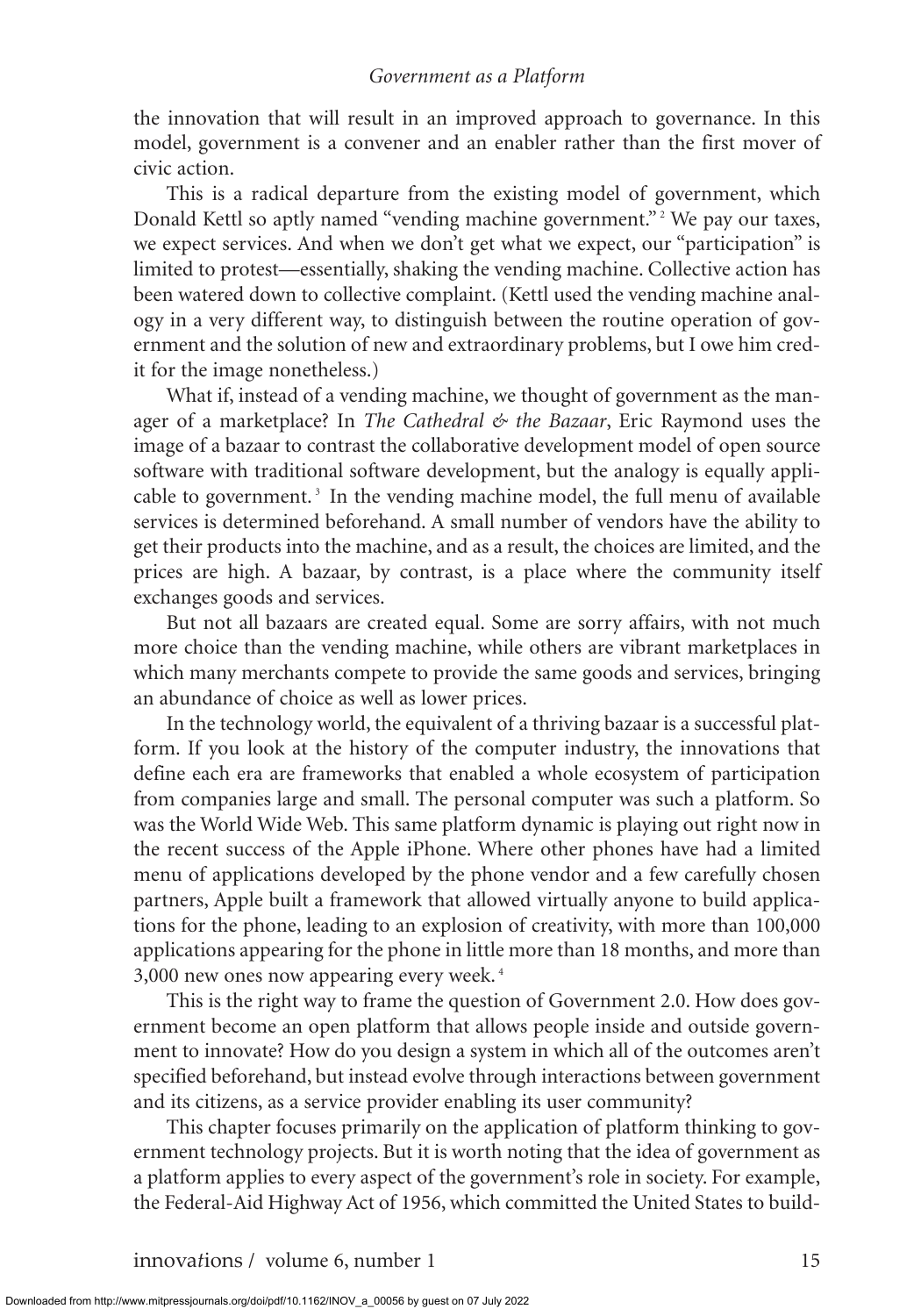the innovation that will result in an improved approach to governance. In this model, government is a convener and an enabler rather than the first mover of civic action.

This is a radical departure from the existing model of government, which Donald Kettl so aptly named "vending machine government."[2] We pay our taxes, we expect services. And when we don't get what we expect, our "participation" is limited to protest—essentially, shaking the vending machine. Collective action has been watered down to collective complaint. (Kettl used the vending machine analogy in a very different way, to distinguish between the routine operation of government and the solution of new and extraordinary problems, but I owe him credit for the image nonetheless.)

What if, instead of a vending machine, we thought of government as the manager of a marketplace? In *The Cathedral & the Bazaar*, Eric Raymond uses the image of a bazaar to contrast the collaborative development model of open source software with traditional software development, but the analogy is equally applicable to government.[3] In the vending machine model, the full menu of available services is determined beforehand. A small number of vendors have the ability to get their products into the machine, and as a result, the choices are limited, and the prices are high. A bazaar, by contrast, is a place where the community itself exchanges goods and services.

But not all bazaars are created equal. Some are sorry affairs, with not much more choice than the vending machine, while others are vibrant marketplaces in which many merchants compete to provide the same goods and services, bringing an abundance of choice as well as lower prices.

In the technology world, the equivalent of a thriving bazaar is a successful platform. If you look at the history of the computer industry, the innovations that define each era are frameworks that enabled a whole ecosystem of participation from companies large and small. The personal computer was such a platform. So was the World Wide Web. This same platform dynamic is playing out right now in the recent success of the Apple iPhone. Where other phones have had a limited menu of applications developed by the phone vendor and a few carefully chosen partners, Apple built a framework that allowed virtually anyone to build applications for the phone, leading to an explosion of creativity, with more than 100,000 applications appearing for the phone in little more than 18 months, and more than 3,000 new ones now appearing every week.[4]

This is the right way to frame the question of Government 2.0. How does government become an open platform that allows people inside and outside government to innovate? How do you design a system in which all of the outcomes aren't specified beforehand, but instead evolve through interactions between government and its citizens, as a service provider enabling its user community?

This chapter focuses primarily on the application of platform thinking to government technology projects. But it is worth noting that the idea of government as a platform applies to every aspect of the government's role in society. For example, the Federal-Aid Highway Act of 1956, which committed the United States to build-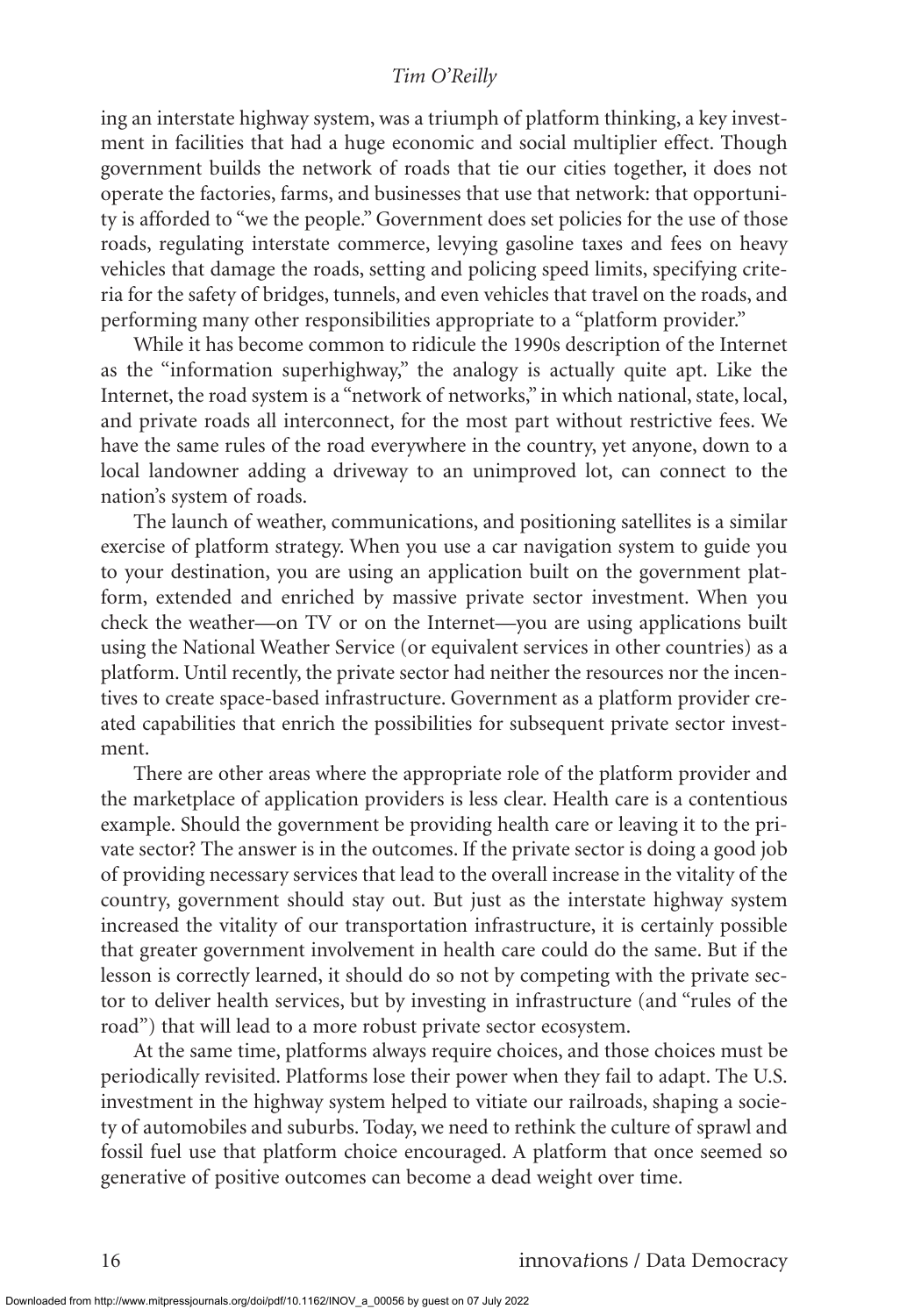ing an interstate highway system, was a triumph of platform thinking, a key investment in facilities that had a huge economic and social multiplier effect. Though government builds the network of roads that tie our cities together, it does not operate the factories, farms, and businesses that use that network: that opportunity is afforded to "we the people." Government does set policies for the use of those roads, regulating interstate commerce, levying gasoline taxes and fees on heavy vehicles that damage the roads, setting and policing speed limits, specifying criteria for the safety of bridges, tunnels, and even vehicles that travel on the roads, and performing many other responsibilities appropriate to a "platform provider."

While it has become common to ridicule the 1990s description of the Internet as the "information superhighway," the analogy is actually quite apt. Like the Internet, the road system is a "network of networks," in which national, state, local, and private roads all interconnect, for the most part without restrictive fees. We have the same rules of the road everywhere in the country, yet anyone, down to a local landowner adding a driveway to an unimproved lot, can connect to the nation's system of roads.

The launch of weather, communications, and positioning satellites is a similar exercise of platform strategy. When you use a car navigation system to guide you to your destination, you are using an application built on the government platform, extended and enriched by massive private sector investment. When you check the weather—on TV or on the Internet—you are using applications built using the National Weather Service (or equivalent services in other countries) as a platform. Until recently, the private sector had neither the resources nor the incentives to create space-based infrastructure. Government as a platform provider created capabilities that enrich the possibilities for subsequent private sector investment.

There are other areas where the appropriate role of the platform provider and the marketplace of application providers is less clear. Health care is a contentious example. Should the government be providing health care or leaving it to the private sector? The answer is in the outcomes. If the private sector is doing a good job of providing necessary services that lead to the overall increase in the vitality of the country, government should stay out. But just as the interstate highway system increased the vitality of our transportation infrastructure, it is certainly possible that greater government involvement in health care could do the same. But if the lesson is correctly learned, it should do so not by competing with the private sector to deliver health services, but by investing in infrastructure (and "rules of the road") that will lead to a more robust private sector ecosystem.

At the same time, platforms always require choices, and those choices must be periodically revisited. Platforms lose their power when they fail to adapt. The U.S. investment in the highway system helped to vitiate our railroads, shaping a society of automobiles and suburbs. Today, we need to rethink the culture of sprawl and fossil fuel use that platform choice encouraged. A platform that once seemed so generative of positive outcomes can become a dead weight over time.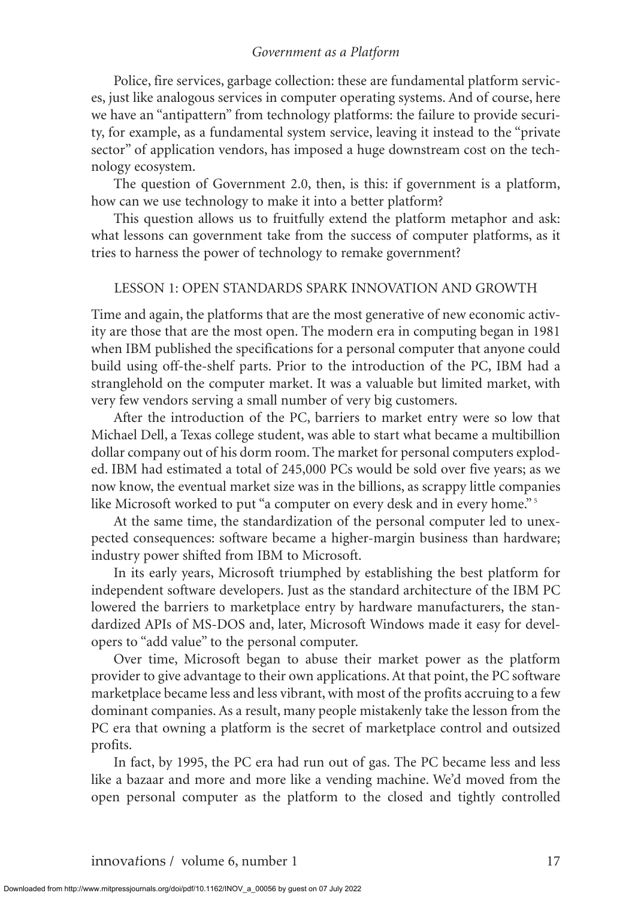Police, fire services, garbage collection: these are fundamental platform services, just like analogous services in computer operating systems. And of course, here we have an "antipattern" from technology platforms: the failure to provide security, for example, as a fundamental system service, leaving it instead to the "private sector" of application vendors, has imposed a huge downstream cost on the technology ecosystem.

The question of Government 2.0, then, is this: if government is a platform, how can we use technology to make it into a better platform?

This question allows us to fruitfully extend the platform metaphor and ask: what lessons can government take from the success of computer platforms, as it tries to harness the power of technology to remake government?

## LESSON 1: OPEN STANDARDS SPARK INNOVATION AND GROWTH

Time and again, the platforms that are the most generative of new economic activity are those that are the most open. The modern era in computing began in 1981 when IBM published the specifications for a personal computer that anyone could build using off-the-shelf parts. Prior to the introduction of the PC, IBM had a stranglehold on the computer market. It was a valuable but limited market, with very few vendors serving a small number of very big customers.

After the introduction of the PC, barriers to market entry were so low that Michael Dell, a Texas college student, was able to start what became a multibillion dollar company out of his dorm room. The market for personal computers exploded. IBM had estimated a total of 245,000 PCs would be sold over five years; as we now know, the eventual market size was in the billions, as scrappy little companies like Microsoft worked to put "a computer on every desk and in every home."[5]

At the same time, the standardization of the personal computer led to unexpected consequences: software became a higher-margin business than hardware; industry power shifted from IBM to Microsoft.

In its early years, Microsoft triumphed by establishing the best platform for independent software developers. Just as the standard architecture of the IBM PC lowered the barriers to marketplace entry by hardware manufacturers, the standardized APIs of MS-DOS and, later, Microsoft Windows made it easy for developers to "add value" to the personal computer.

Over time, Microsoft began to abuse their market power as the platform provider to give advantage to their own applications. At that point, the PC software marketplace became less and less vibrant, with most of the profits accruing to a few dominant companies. As a result, many people mistakenly take the lesson from the PC era that owning a platform is the secret of marketplace control and outsized profits.

In fact, by 1995, the PC era had run out of gas. The PC became less and less like a bazaar and more and more like a vending machine. We'd moved from the open personal computer as the platform to the closed and tightly controlled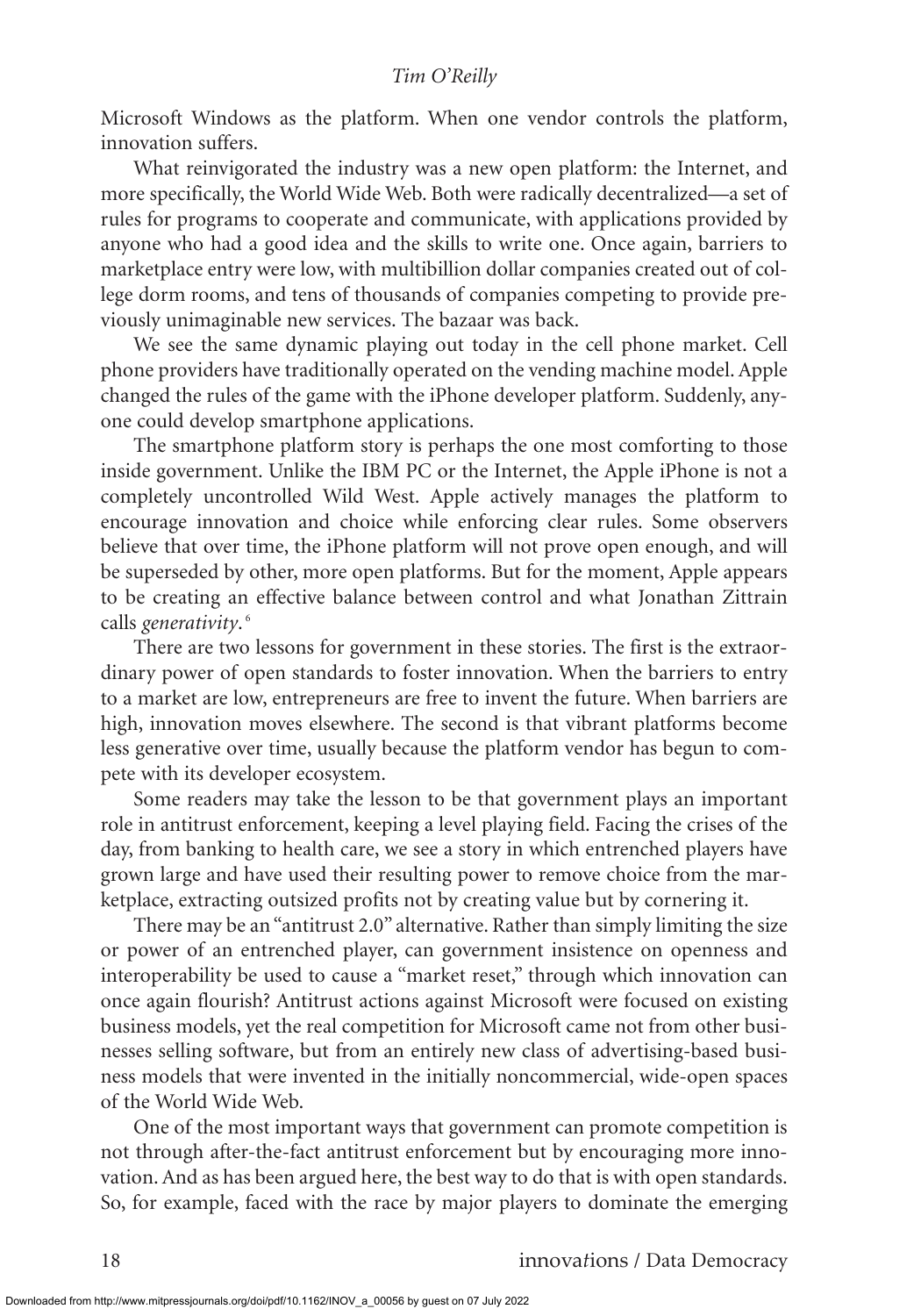Microsoft Windows as the platform. When one vendor controls the platform, innovation suffers.

What reinvigorated the industry was a new open platform: the Internet, and more specifically, the World Wide Web. Both were radically decentralized—a set of rules for programs to cooperate and communicate, with applications provided by anyone who had a good idea and the skills to write one. Once again, barriers to marketplace entry were low, with multibillion dollar companies created out of college dorm rooms, and tens of thousands of companies competing to provide previously unimaginable new services. The bazaar was back.

We see the same dynamic playing out today in the cell phone market. Cell phone providers have traditionally operated on the vending machine model. Apple changed the rules of the game with the iPhone developer platform. Suddenly, anyone could develop smartphone applications.

The smartphone platform story is perhaps the one most comforting to those inside government. Unlike the IBM PC or the Internet, the Apple iPhone is not a completely uncontrolled Wild West. Apple actively manages the platform to encourage innovation and choice while enforcing clear rules. Some observers believe that over time, the iPhone platform will not prove open enough, and will be superseded by other, more open platforms. But for the moment, Apple appears to be creating an effective balance between control and what Jonathan Zittrain calls *generativity*.[6]

There are two lessons for government in these stories. The first is the extraordinary power of open standards to foster innovation. When the barriers to entry to a market are low, entrepreneurs are free to invent the future. When barriers are high, innovation moves elsewhere. The second is that vibrant platforms become less generative over time, usually because the platform vendor has begun to compete with its developer ecosystem.

Some readers may take the lesson to be that government plays an important role in antitrust enforcement, keeping a level playing field. Facing the crises of the day, from banking to health care, we see a story in which entrenched players have grown large and have used their resulting power to remove choice from the marketplace, extracting outsized profits not by creating value but by cornering it.

There may be an "antitrust 2.0" alternative. Rather than simply limiting the size or power of an entrenched player, can government insistence on openness and interoperability be used to cause a "market reset," through which innovation can once again flourish? Antitrust actions against Microsoft were focused on existing business models, yet the real competition for Microsoft came not from other businesses selling software, but from an entirely new class of advertising-based business models that were invented in the initially noncommercial, wide-open spaces of the World Wide Web.

One of the most important ways that government can promote competition is not through after-the-fact antitrust enforcement but by encouraging more innovation. And as has been argued here, the best way to do that is with open standards. So, for example, faced with the race by major players to dominate the emerging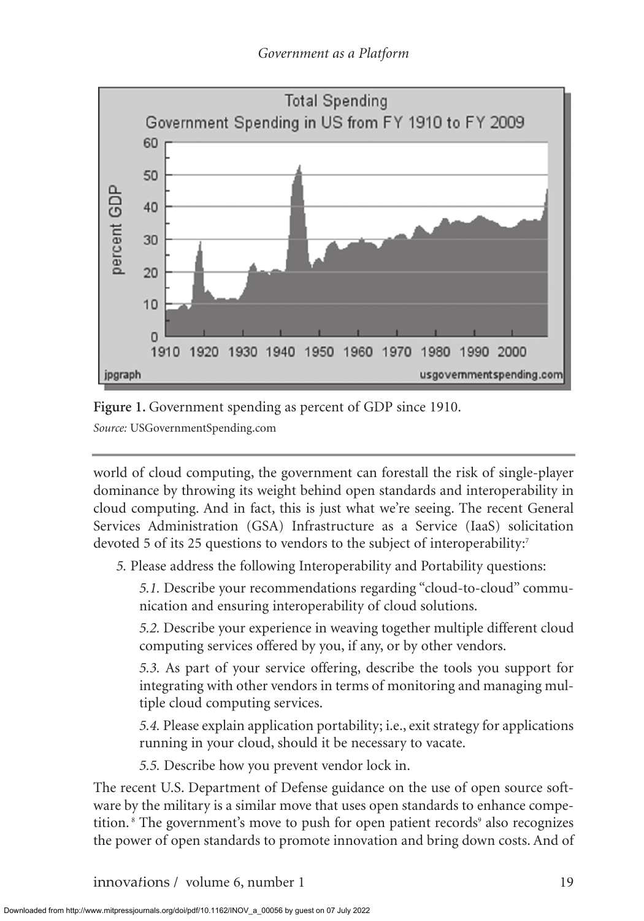**Figure 1.** Government spending as percent of GDP since 1910.

*Source:* USGovernmentSpending.com

world of cloud computing, the government can forestall the risk of single-player dominance by throwing its weight behind open standards and interoperability in cloud computing. And in fact, this is just what we're seeing. The recent General Services Administration (GSA) Infrastructure as a Service (IaaS) solicitation devoted 5 of its 25 questions to vendors to the subject of interoperability:[7]

*5.* Please address the following Interoperability and Portability questions:

> *5.1.* Describe your recommendations regarding "cloud-to-cloud" communication and ensuring interoperability of cloud solutions.
>
> *5.2.* Describe your experience in weaving together multiple different cloud computing services offered by you, if any, or by other vendors.
>
> *5.3.* As part of your service offering, describe the tools you support for integrating with other vendors in terms of monitoring and managing multiple cloud computing services.
>
> *5.4.* Please explain application portability; i.e., exit strategy for applications running in your cloud, should it be necessary to vacate.
>
> *5.5.* Describe how you prevent vendor lock in.

The recent U.S. Department of Defense guidance on the use of open source software by the military is a similar move that uses open standards to enhance competition.[8] The government's move to push for open patient records[9] also recognizes the power of open standards to promote innovation and bring down costs. And of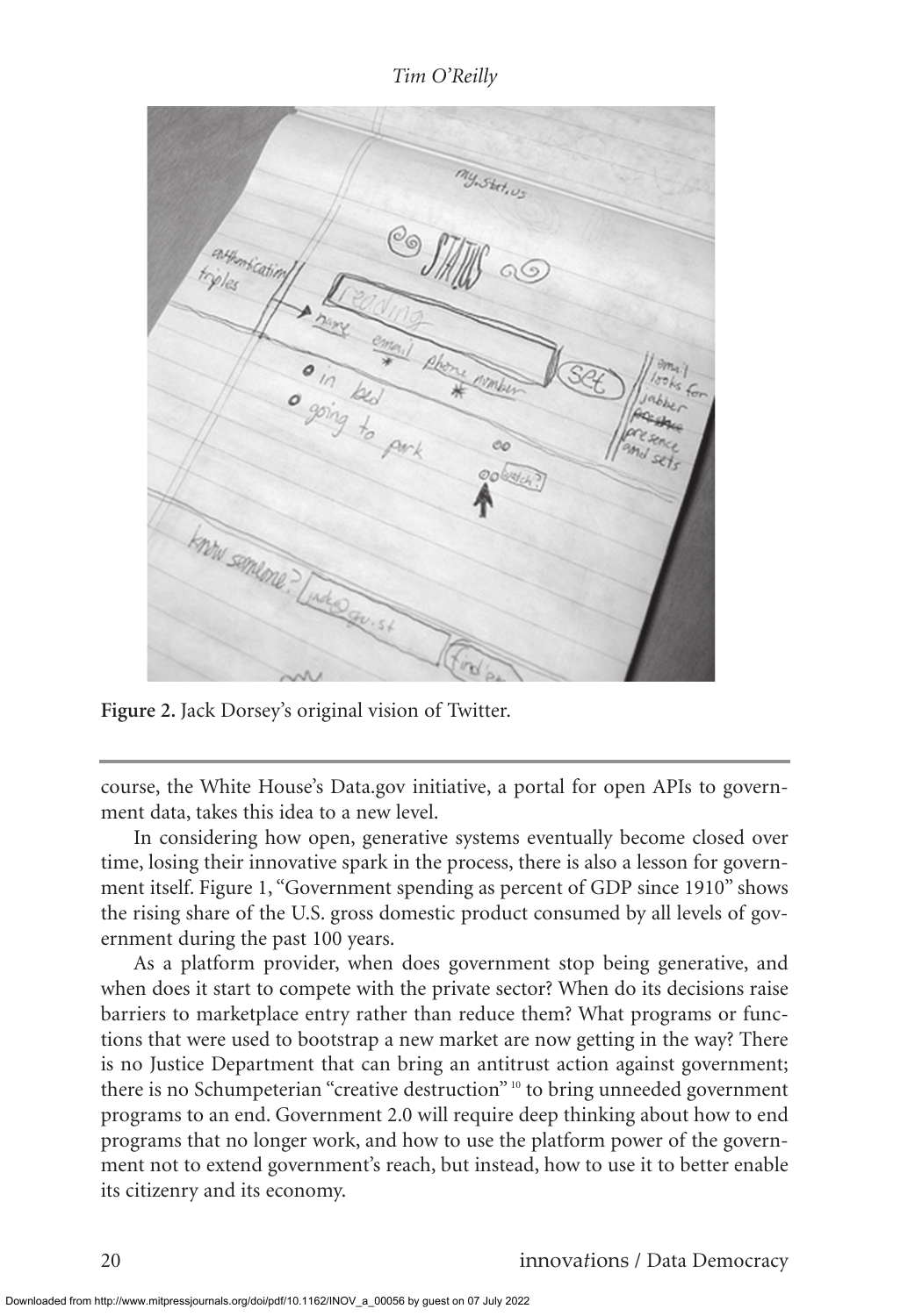**Figure 2.** Jack Dorsey's original vision of Twitter.

course, the White House's Data.gov initiative, a portal for open APIs to government data, takes this idea to a new level.

In considering how open, generative systems eventually become closed over time, losing their innovative spark in the process, there is also a lesson for government itself. Figure 1, "Government spending as percent of GDP since 1910" shows the rising share of the U.S. gross domestic product consumed by all levels of government during the past 100 years.

As a platform provider, when does government stop being generative, and when does it start to compete with the private sector? When do its decisions raise barriers to marketplace entry rather than reduce them? What programs or functions that were used to bootstrap a new market are now getting in the way? There is no Justice Department that can bring an antitrust action against government; there is no Schumpeterian "creative destruction" [10] to bring unneeded government programs to an end. Government 2.0 will require deep thinking about how to end programs that no longer work, and how to use the platform power of the government not to extend government's reach, but instead, how to use it to better enable its citizenry and its economy.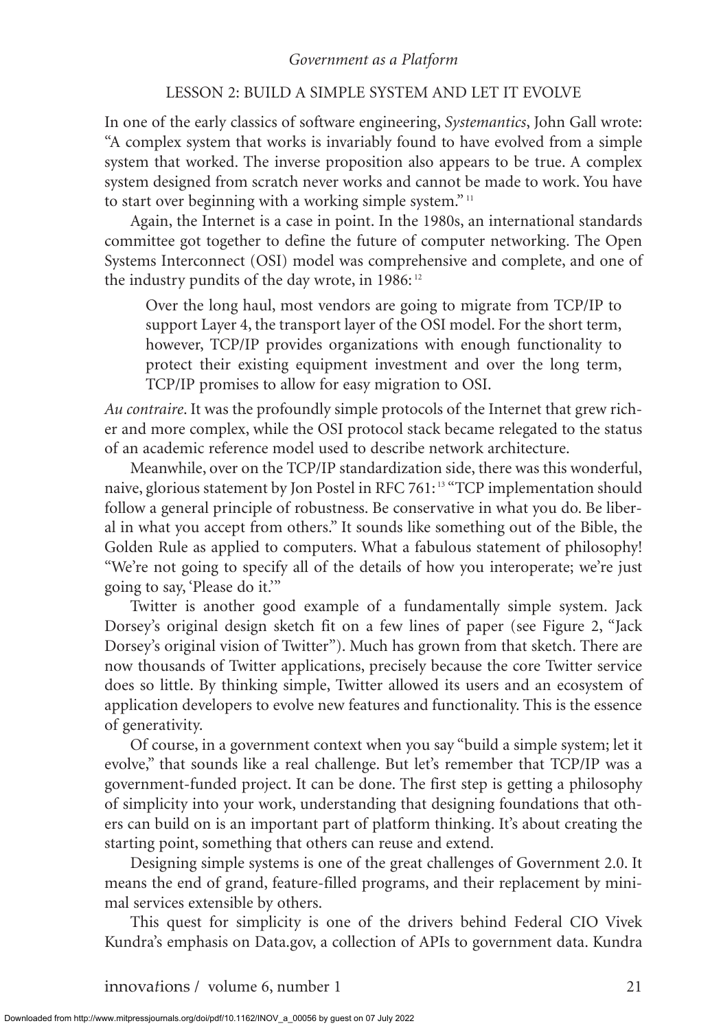## LESSON 2: BUILD A SIMPLE SYSTEM AND LET IT EVOLVE

In one of the early classics of software engineering, *Systemantics*, John Gall wrote: "A complex system that works is invariably found to have evolved from a simple system that worked. The inverse proposition also appears to be true. A complex system designed from scratch never works and cannot be made to work. You have to start over beginning with a working simple system."[11]

Again, the Internet is a case in point. In the 1980s, an international standards committee got together to define the future of computer networking. The Open Systems Interconnect (OSI) model was comprehensive and complete, and one of the industry pundits of the day wrote, in 1986:[12]

> Over the long haul, most vendors are going to migrate from TCP/IP to support Layer 4, the transport layer of the OSI model. For the short term, however, TCP/IP provides organizations with enough functionality to protect their existing equipment investment and over the long term, TCP/IP promises to allow for easy migration to OSI.

*Au contraire*. It was the profoundly simple protocols of the Internet that grew richer and more complex, while the OSI protocol stack became relegated to the status of an academic reference model used to describe network architecture.

Meanwhile, over on the TCP/IP standardization side, there was this wonderful, naive, glorious statement by Jon Postel in RFC 761:[13] "TCP implementation should follow a general principle of robustness. Be conservative in what you do. Be liberal in what you accept from others." It sounds like something out of the Bible, the Golden Rule as applied to computers. What a fabulous statement of philosophy! "We're not going to specify all of the details of how you interoperate; we're just going to say, 'Please do it.'"

Twitter is another good example of a fundamentally simple system. Jack Dorsey's original design sketch fit on a few lines of paper (see Figure 2, "Jack Dorsey's original vision of Twitter"). Much has grown from that sketch. There are now thousands of Twitter applications, precisely because the core Twitter service does so little. By thinking simple, Twitter allowed its users and an ecosystem of application developers to evolve new features and functionality. This is the essence of generativity.

Of course, in a government context when you say "build a simple system; let it evolve," that sounds like a real challenge. But let's remember that TCP/IP was a government-funded project. It can be done. The first step is getting a philosophy of simplicity into your work, understanding that designing foundations that others can build on is an important part of platform thinking. It's about creating the starting point, something that others can reuse and extend.

Designing simple systems is one of the great challenges of Government 2.0. It means the end of grand, feature-filled programs, and their replacement by minimal services extensible by others.

This quest for simplicity is one of the drivers behind Federal CIO Vivek Kundra's emphasis on Data.gov, a collection of APIs to government data. Kundra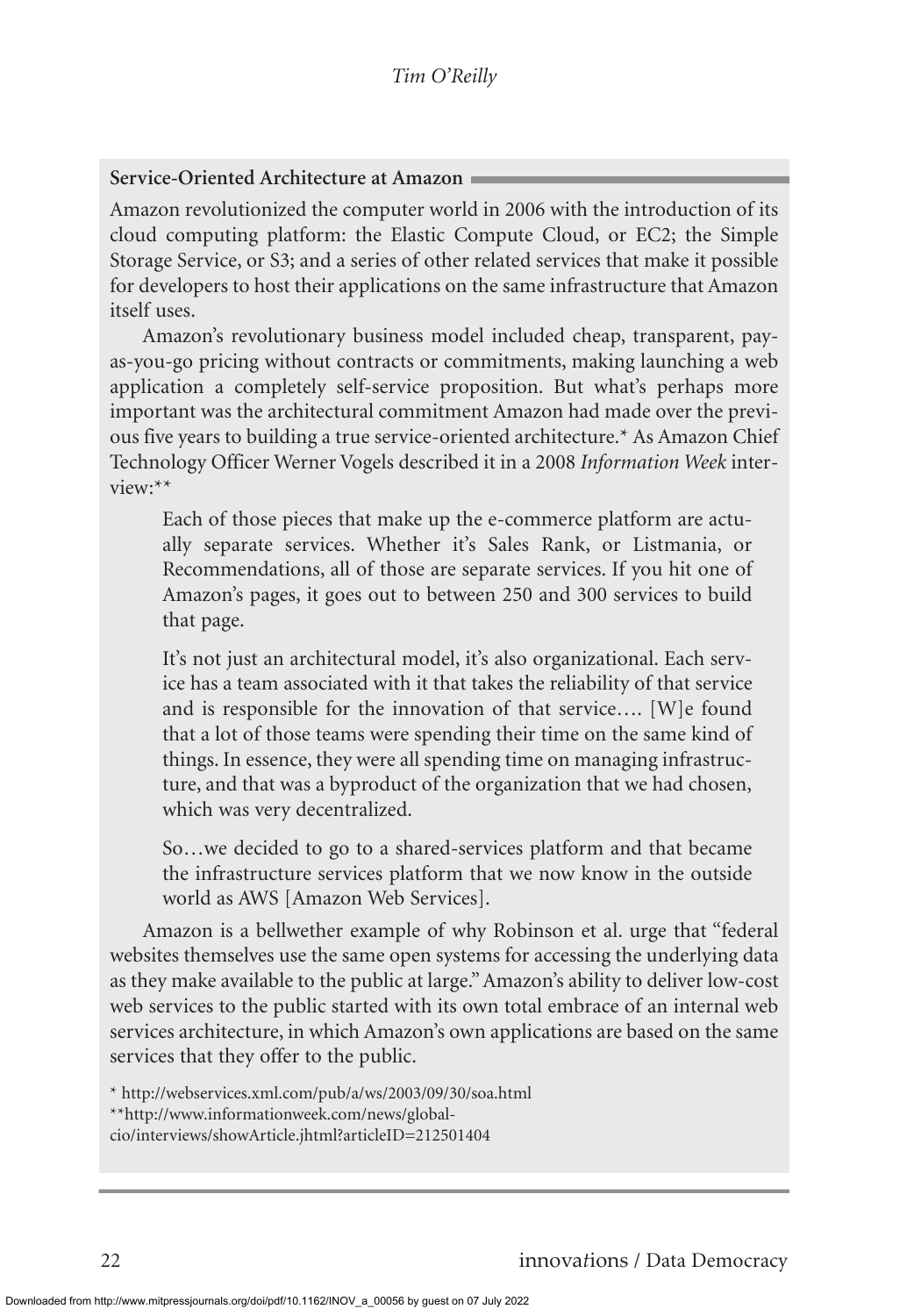**Service-Oriented Architecture at Amazon**

Amazon revolutionized the computer world in 2006 with the introduction of its cloud computing platform: the Elastic Compute Cloud, or EC2; the Simple Storage Service, or S3; and a series of other related services that make it possible for developers to host their applications on the same infrastructure that Amazon itself uses.

Amazon's revolutionary business model included cheap, transparent, pay-as-you-go pricing without contracts or commitments, making launching a web application a completely self-service proposition. But what's perhaps more important was the architectural commitment Amazon had made over the previous five years to building a true service-oriented architecture.* As Amazon Chief Technology Officer Werner Vogels described it in a 2008 *Information Week* interview:**

> Each of those pieces that make up the e-commerce platform are actually separate services. Whether it's Sales Rank, or Listmania, or Recommendations, all of those are separate services. If you hit one of Amazon's pages, it goes out to between 250 and 300 services to build that page.
>
> It's not just an architectural model, it's also organizational. Each service has a team associated with it that takes the reliability of that service and is responsible for the innovation of that service…. [W]e found that a lot of those teams were spending their time on the same kind of things. In essence, they were all spending time on managing infrastructure, and that was a byproduct of the organization that we had chosen, which was very decentralized.
>
> So…we decided to go to a shared-services platform and that became the infrastructure services platform that we now know in the outside world as AWS [Amazon Web Services].

Amazon is a bellwether example of why Robinson et al. urge that "federal websites themselves use the same open systems for accessing the underlying data as they make available to the public at large." Amazon's ability to deliver low-cost web services to the public started with its own total embrace of an internal web services architecture, in which Amazon's own applications are based on the same services that they offer to the public.

\* http://webservices.xml.com/pub/a/ws/2003/09/30/soa.html

\*\*http://www.informationweek.com/news/global-cio/interviews/showArticle.jhtml?articleID=212501404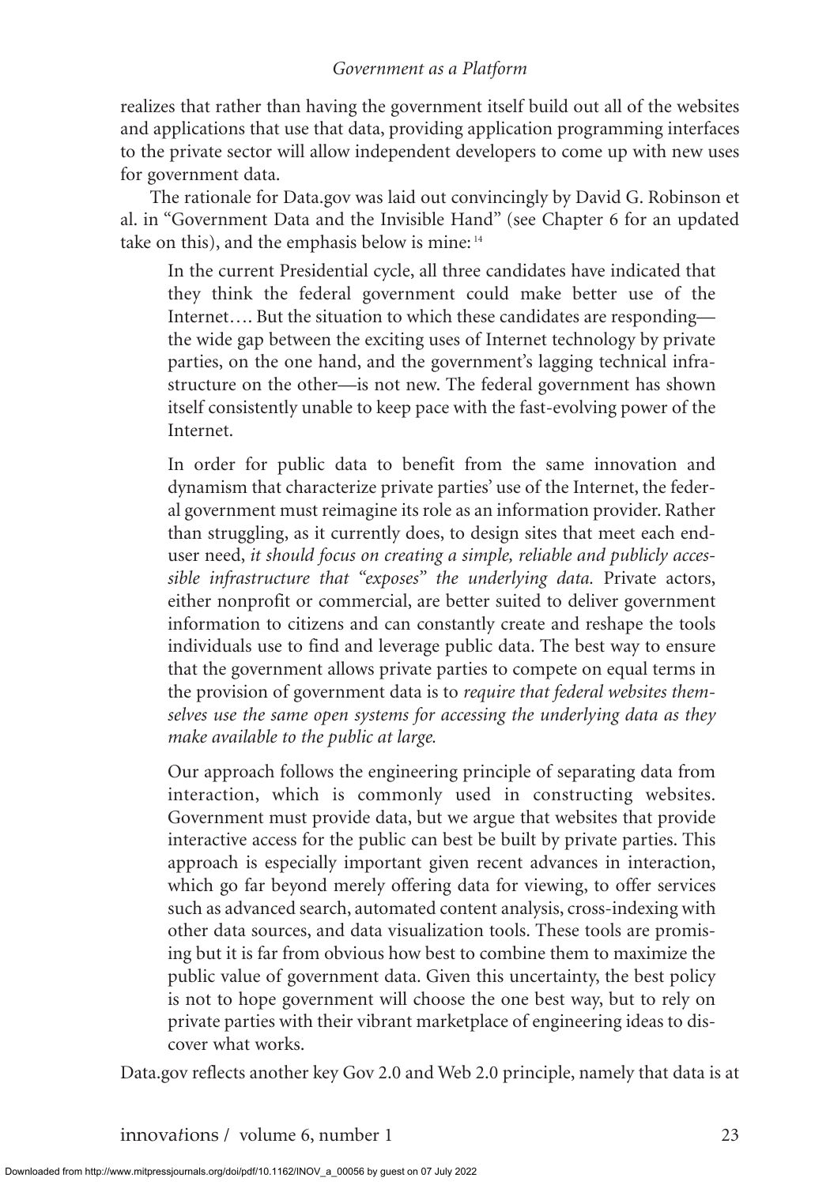realizes that rather than having the government itself build out all of the websites and applications that use that data, providing application programming interfaces to the private sector will allow independent developers to come up with new uses for government data.

The rationale for Data.gov was laid out convincingly by David G. Robinson et al. in "Government Data and the Invisible Hand" (see Chapter 6 for an updated take on this), and the emphasis below is mine:[14]

> In the current Presidential cycle, all three candidates have indicated that they think the federal government could make better use of the Internet…. But the situation to which these candidates are responding—the wide gap between the exciting uses of Internet technology by private parties, on the one hand, and the government's lagging technical infrastructure on the other—is not new. The federal government has shown itself consistently unable to keep pace with the fast-evolving power of the Internet.
>
> In order for public data to benefit from the same innovation and dynamism that characterize private parties' use of the Internet, the federal government must reimagine its role as an information provider. Rather than struggling, as it currently does, to design sites that meet each end-user need, *it should focus on creating a simple, reliable and publicly accessible infrastructure that "exposes" the underlying data.* Private actors, either nonprofit or commercial, are better suited to deliver government information to citizens and can constantly create and reshape the tools individuals use to find and leverage public data. The best way to ensure that the government allows private parties to compete on equal terms in the provision of government data is to *require that federal websites themselves use the same open systems for accessing the underlying data as they make available to the public at large.*
>
> Our approach follows the engineering principle of separating data from interaction, which is commonly used in constructing websites. Government must provide data, but we argue that websites that provide interactive access for the public can best be built by private parties. This approach is especially important given recent advances in interaction, which go far beyond merely offering data for viewing, to offer services such as advanced search, automated content analysis, cross-indexing with other data sources, and data visualization tools. These tools are promising but it is far from obvious how best to combine them to maximize the public value of government data. Given this uncertainty, the best policy is not to hope government will choose the one best way, but to rely on private parties with their vibrant marketplace of engineering ideas to discover what works.

Data.gov reflects another key Gov 2.0 and Web 2.0 principle, namely that data is at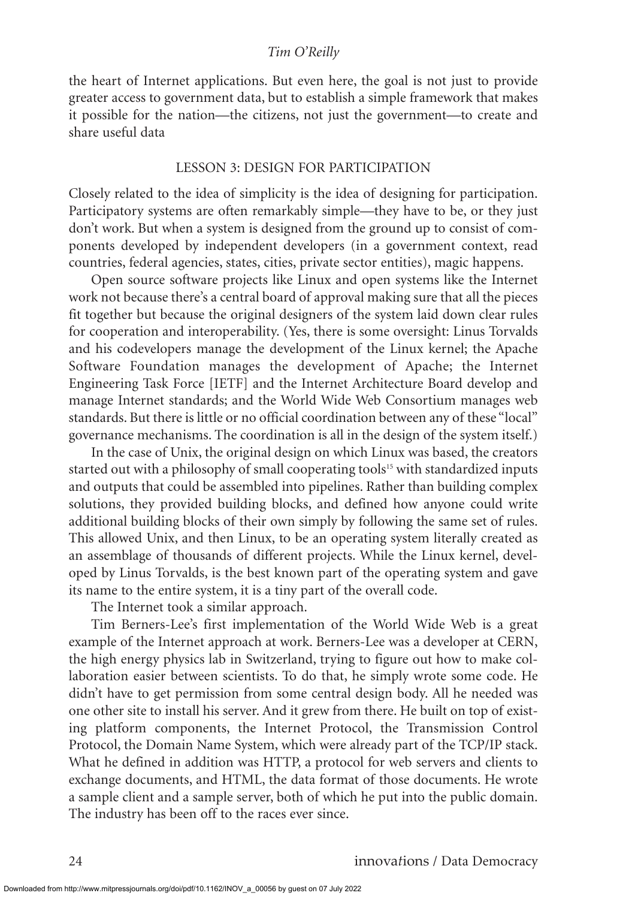the heart of Internet applications. But even here, the goal is not just to provide greater access to government data, but to establish a simple framework that makes it possible for the nation—the citizens, not just the government—to create and share useful data

## LESSON 3: DESIGN FOR PARTICIPATION

Closely related to the idea of simplicity is the idea of designing for participation. Participatory systems are often remarkably simple—they have to be, or they just don't work. But when a system is designed from the ground up to consist of components developed by independent developers (in a government context, read countries, federal agencies, states, cities, private sector entities), magic happens.

Open source software projects like Linux and open systems like the Internet work not because there's a central board of approval making sure that all the pieces fit together but because the original designers of the system laid down clear rules for cooperation and interoperability. (Yes, there is some oversight: Linus Torvalds and his codevelopers manage the development of the Linux kernel; the Apache Software Foundation manages the development of Apache; the Internet Engineering Task Force [IETF] and the Internet Architecture Board develop and manage Internet standards; and the World Wide Web Consortium manages web standards. But there is little or no official coordination between any of these "local" governance mechanisms. The coordination is all in the design of the system itself.)

In the case of Unix, the original design on which Linux was based, the creators started out with a philosophy of small cooperating tools[15] with standardized inputs and outputs that could be assembled into pipelines. Rather than building complex solutions, they provided building blocks, and defined how anyone could write additional building blocks of their own simply by following the same set of rules. This allowed Unix, and then Linux, to be an operating system literally created as an assemblage of thousands of different projects. While the Linux kernel, developed by Linus Torvalds, is the best known part of the operating system and gave its name to the entire system, it is a tiny part of the overall code.

The Internet took a similar approach.

Tim Berners-Lee's first implementation of the World Wide Web is a great example of the Internet approach at work. Berners-Lee was a developer at CERN, the high energy physics lab in Switzerland, trying to figure out how to make collaboration easier between scientists. To do that, he simply wrote some code. He didn't have to get permission from some central design body. All he needed was one other site to install his server. And it grew from there. He built on top of existing platform components, the Internet Protocol, the Transmission Control Protocol, the Domain Name System, which were already part of the TCP/IP stack. What he defined in addition was HTTP, a protocol for web servers and clients to exchange documents, and HTML, the data format of those documents. He wrote a sample client and a sample server, both of which he put into the public domain. The industry has been off to the races ever since.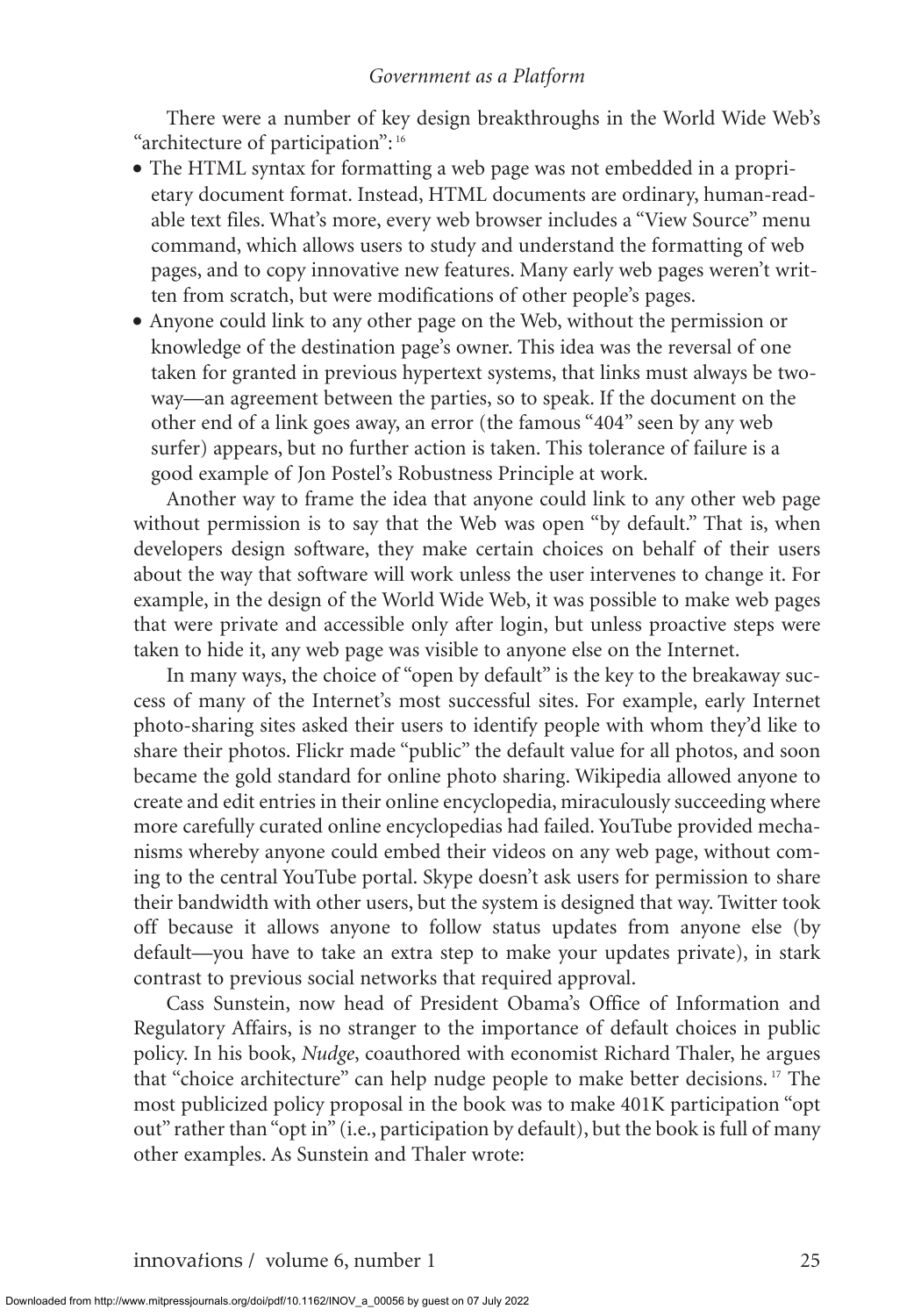There were a number of key design breakthroughs in the World Wide Web's "architecture of participation":[16]

- The HTML syntax for formatting a web page was not embedded in a proprietary document format. Instead, HTML documents are ordinary, human-readable text files. What's more, every web browser includes a "View Source" menu command, which allows users to study and understand the formatting of web pages, and to copy innovative new features. Many early web pages weren't written from scratch, but were modifications of other people's pages.
- Anyone could link to any other page on the Web, without the permission or knowledge of the destination page's owner. This idea was the reversal of one taken for granted in previous hypertext systems, that links must always be two-way—an agreement between the parties, so to speak. If the document on the other end of a link goes away, an error (the famous "404" seen by any web surfer) appears, but no further action is taken. This tolerance of failure is a good example of Jon Postel's Robustness Principle at work.

Another way to frame the idea that anyone could link to any other web page without permission is to say that the Web was open "by default." That is, when developers design software, they make certain choices on behalf of their users about the way that software will work unless the user intervenes to change it. For example, in the design of the World Wide Web, it was possible to make web pages that were private and accessible only after login, but unless proactive steps were taken to hide it, any web page was visible to anyone else on the Internet.

In many ways, the choice of "open by default" is the key to the breakaway success of many of the Internet's most successful sites. For example, early Internet photo-sharing sites asked their users to identify people with whom they'd like to share their photos. Flickr made "public" the default value for all photos, and soon became the gold standard for online photo sharing. Wikipedia allowed anyone to create and edit entries in their online encyclopedia, miraculously succeeding where more carefully curated online encyclopedias had failed. YouTube provided mechanisms whereby anyone could embed their videos on any web page, without coming to the central YouTube portal. Skype doesn't ask users for permission to share their bandwidth with other users, but the system is designed that way. Twitter took off because it allows anyone to follow status updates from anyone else (by default—you have to take an extra step to make your updates private), in stark contrast to previous social networks that required approval.

Cass Sunstein, now head of President Obama's Office of Information and Regulatory Affairs, is no stranger to the importance of default choices in public policy. In his book, *Nudge*, coauthored with economist Richard Thaler, he argues that "choice architecture" can help nudge people to make better decisions.[17] The most publicized policy proposal in the book was to make 401K participation "opt out" rather than "opt in" (i.e., participation by default), but the book is full of many other examples. As Sunstein and Thaler wrote: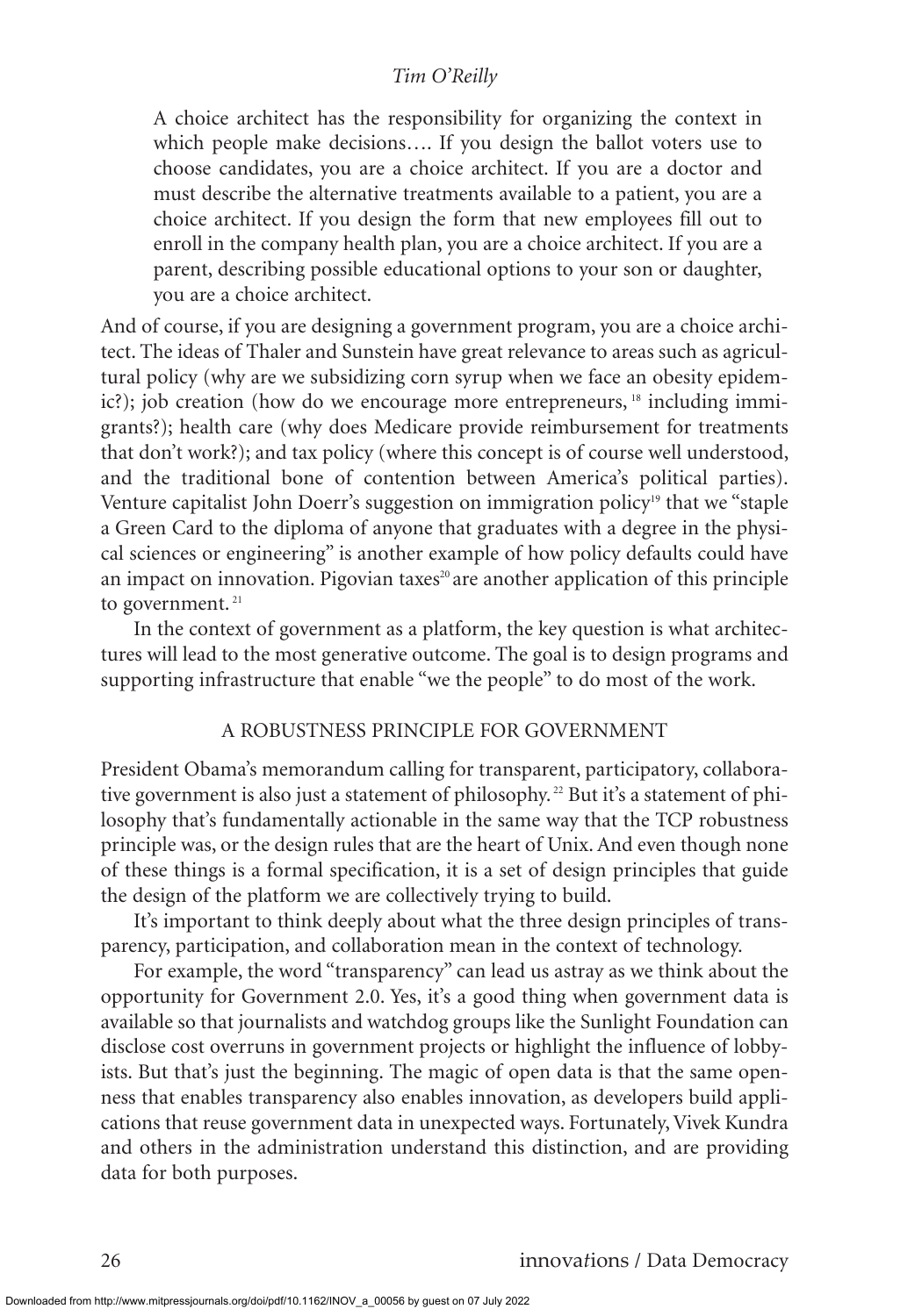> A choice architect has the responsibility for organizing the context in which people make decisions…. If you design the ballot voters use to choose candidates, you are a choice architect. If you are a doctor and must describe the alternative treatments available to a patient, you are a choice architect. If you design the form that new employees fill out to enroll in the company health plan, you are a choice architect. If you are a parent, describing possible educational options to your son or daughter, you are a choice architect.

And of course, if you are designing a government program, you are a choice architect. The ideas of Thaler and Sunstein have great relevance to areas such as agricultural policy (why are we subsidizing corn syrup when we face an obesity epidemic?); job creation (how do we encourage more entrepreneurs, [18] including immigrants?); health care (why does Medicare provide reimbursement for treatments that don't work?); and tax policy (where this concept is of course well understood, and the traditional bone of contention between America's political parties). Venture capitalist John Doerr's suggestion on immigration policy[19] that we "staple a Green Card to the diploma of anyone that graduates with a degree in the physical sciences or engineering" is another example of how policy defaults could have an impact on innovation. Pigovian taxes[20] are another application of this principle to government. [21]

In the context of government as a platform, the key question is what architectures will lead to the most generative outcome. The goal is to design programs and supporting infrastructure that enable "we the people" to do most of the work.

## A ROBUSTNESS PRINCIPLE FOR GOVERNMENT

President Obama's memorandum calling for transparent, participatory, collaborative government is also just a statement of philosophy. [22] But it's a statement of philosophy that's fundamentally actionable in the same way that the TCP robustness principle was, or the design rules that are the heart of Unix. And even though none of these things is a formal specification, it is a set of design principles that guide the design of the platform we are collectively trying to build.

It's important to think deeply about what the three design principles of transparency, participation, and collaboration mean in the context of technology.

For example, the word "transparency" can lead us astray as we think about the opportunity for Government 2.0. Yes, it's a good thing when government data is available so that journalists and watchdog groups like the Sunlight Foundation can disclose cost overruns in government projects or highlight the influence of lobbyists. But that's just the beginning. The magic of open data is that the same openness that enables transparency also enables innovation, as developers build applications that reuse government data in unexpected ways. Fortunately, Vivek Kundra and others in the administration understand this distinction, and are providing data for both purposes.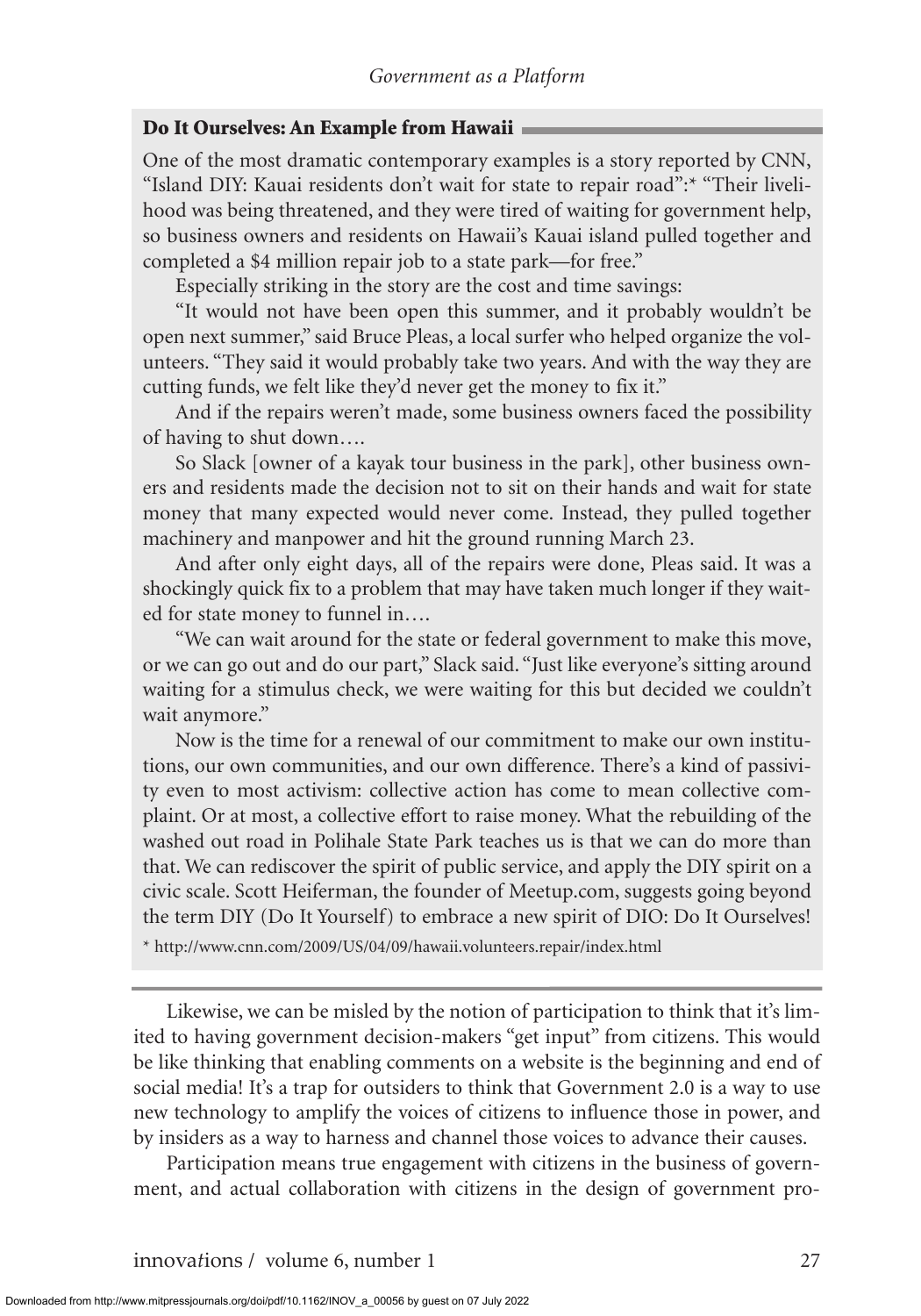### Do It Ourselves: An Example from Hawaii

One of the most dramatic contemporary examples is a story reported by CNN, "Island DIY: Kauai residents don't wait for state to repair road":* "Their livelihood was being threatened, and they were tired of waiting for government help, so business owners and residents on Hawaii's Kauai island pulled together and completed a $4 million repair job to a state park—for free."

Especially striking in the story are the cost and time savings:

"It would not have been open this summer, and it probably wouldn't be open next summer," said Bruce Pleas, a local surfer who helped organize the volunteers. "They said it would probably take two years. And with the way they are cutting funds, we felt like they'd never get the money to fix it."

And if the repairs weren't made, some business owners faced the possibility of having to shut down….

So Slack [owner of a kayak tour business in the park], other business owners and residents made the decision not to sit on their hands and wait for state money that many expected would never come. Instead, they pulled together machinery and manpower and hit the ground running March 23.

And after only eight days, all of the repairs were done, Pleas said. It was a shockingly quick fix to a problem that may have taken much longer if they waited for state money to funnel in….

"We can wait around for the state or federal government to make this move, or we can go out and do our part," Slack said. "Just like everyone's sitting around waiting for a stimulus check, we were waiting for this but decided we couldn't wait anymore."

Now is the time for a renewal of our commitment to make our own institutions, our own communities, and our own difference. There's a kind of passivity even to most activism: collective action has come to mean collective complaint. Or at most, a collective effort to raise money. What the rebuilding of the washed out road in Polihale State Park teaches us is that we can do more than that. We can rediscover the spirit of public service, and apply the DIY spirit on a civic scale. Scott Heiferman, the founder of Meetup.com, suggests going beyond the term DIY (Do It Yourself) to embrace a new spirit of DIO: Do It Ourselves!

* http://www.cnn.com/2009/US/04/09/hawaii.volunteers.repair/index.html

---

Likewise, we can be misled by the notion of participation to think that it's limited to having government decision-makers "get input" from citizens. This would be like thinking that enabling comments on a website is the beginning and end of social media! It's a trap for outsiders to think that Government 2.0 is a way to use new technology to amplify the voices of citizens to influence those in power, and by insiders as a way to harness and channel those voices to advance their causes.

Participation means true engagement with citizens in the business of government, and actual collaboration with citizens in the design of government pro-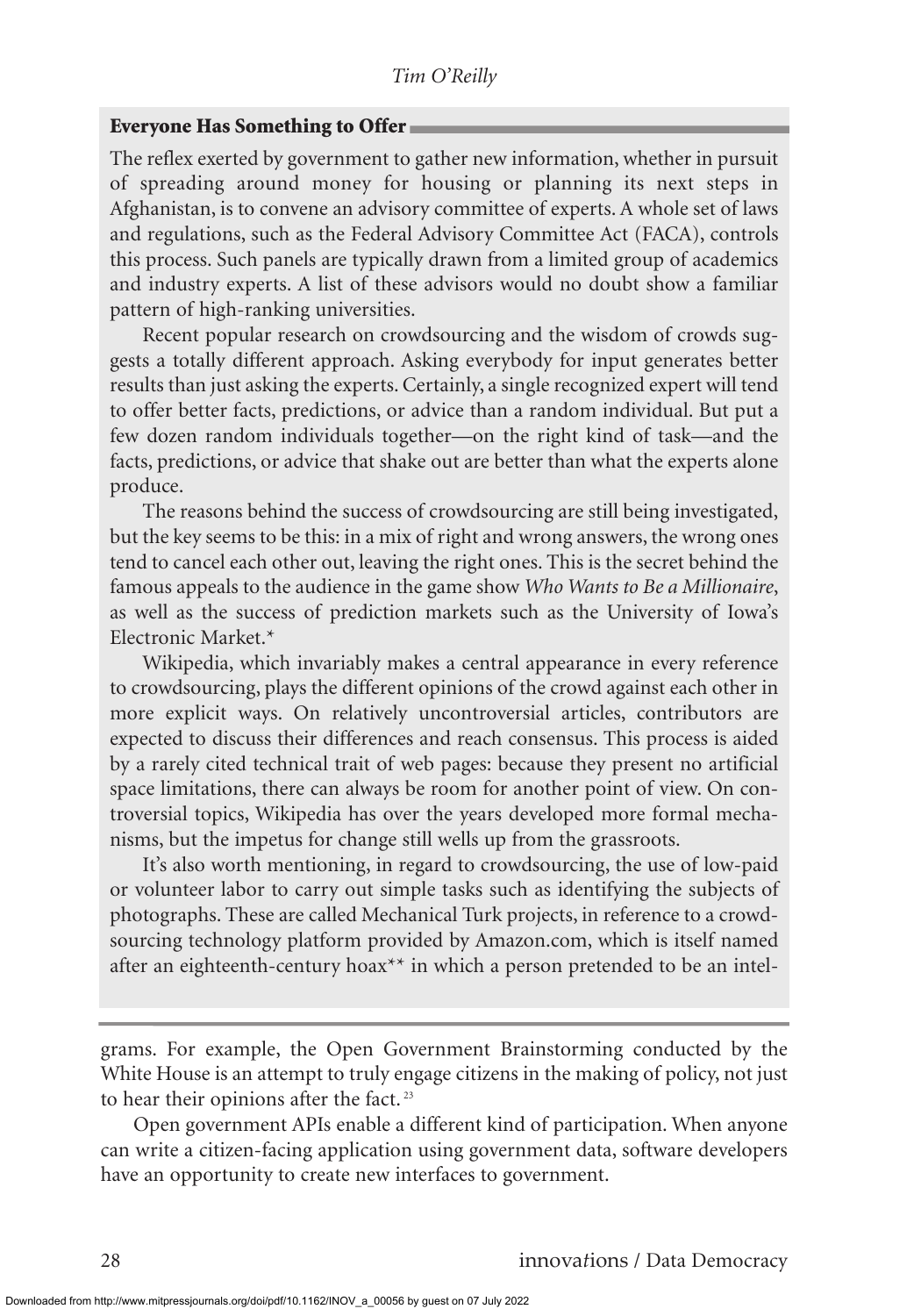### Everyone Has Something to Offer

The reflex exerted by government to gather new information, whether in pursuit of spreading around money for housing or planning its next steps in Afghanistan, is to convene an advisory committee of experts. A whole set of laws and regulations, such as the Federal Advisory Committee Act (FACA), controls this process. Such panels are typically drawn from a limited group of academics and industry experts. A list of these advisors would no doubt show a familiar pattern of high-ranking universities.

Recent popular research on crowdsourcing and the wisdom of crowds suggests a totally different approach. Asking everybody for input generates better results than just asking the experts. Certainly, a single recognized expert will tend to offer better facts, predictions, or advice than a random individual. But put a few dozen random individuals together—on the right kind of task—and the facts, predictions, or advice that shake out are better than what the experts alone produce.

The reasons behind the success of crowdsourcing are still being investigated, but the key seems to be this: in a mix of right and wrong answers, the wrong ones tend to cancel each other out, leaving the right ones. This is the secret behind the famous appeals to the audience in the game show *Who Wants to Be a Millionaire*, as well as the success of prediction markets such as the University of Iowa's Electronic Market.*

Wikipedia, which invariably makes a central appearance in every reference to crowdsourcing, plays the different opinions of the crowd against each other in more explicit ways. On relatively uncontroversial articles, contributors are expected to discuss their differences and reach consensus. This process is aided by a rarely cited technical trait of web pages: because they present no artificial space limitations, there can always be room for another point of view. On controversial topics, Wikipedia has over the years developed more formal mechanisms, but the impetus for change still wells up from the grassroots.

It's also worth mentioning, in regard to crowdsourcing, the use of low-paid or volunteer labor to carry out simple tasks such as identifying the subjects of photographs. These are called Mechanical Turk projects, in reference to a crowdsourcing technology platform provided by Amazon.com, which is itself named after an eighteenth-century hoax** in which a person pretended to be an intel-

---

grams. For example, the Open Government Brainstorming conducted by the White House is an attempt to truly engage citizens in the making of policy, not just to hear their opinions after the fact.[23]

Open government APIs enable a different kind of participation. When anyone can write a citizen-facing application using government data, software developers have an opportunity to create new interfaces to government.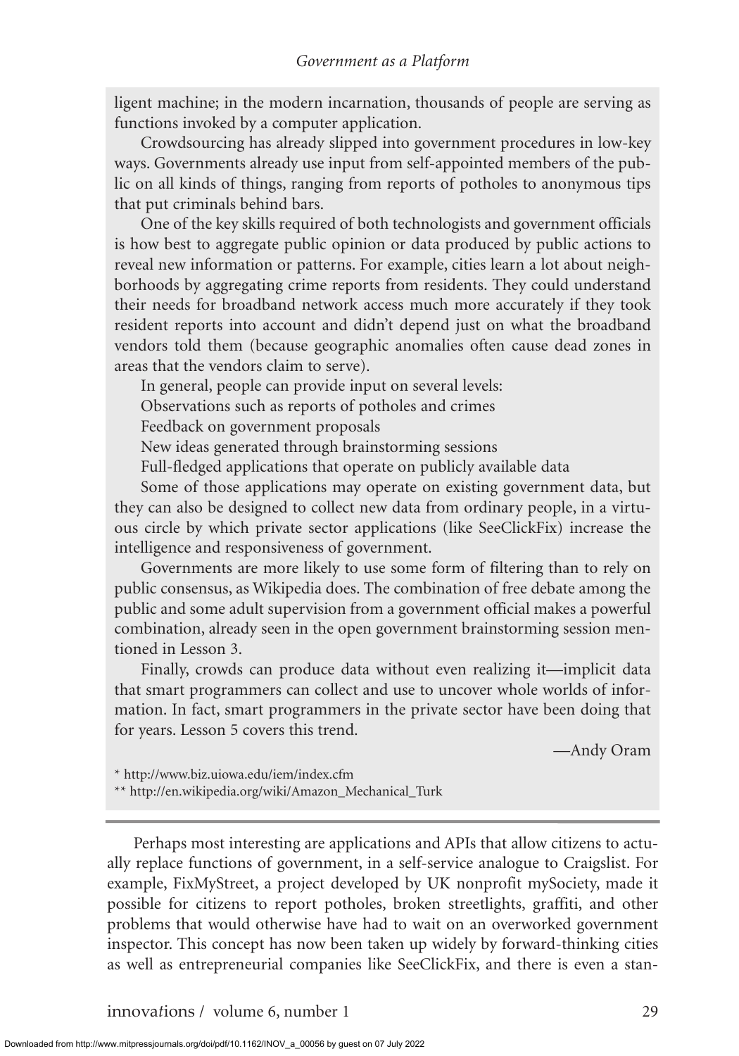ligent machine; in the modern incarnation, thousands of people are serving as functions invoked by a computer application.

Crowdsourcing has already slipped into government procedures in low-key ways. Governments already use input from self-appointed members of the public on all kinds of things, ranging from reports of potholes to anonymous tips that put criminals behind bars.

One of the key skills required of both technologists and government officials is how best to aggregate public opinion or data produced by public actions to reveal new information or patterns. For example, cities learn a lot about neighborhoods by aggregating crime reports from residents. They could understand their needs for broadband network access much more accurately if they took resident reports into account and didn't depend just on what the broadband vendors told them (because geographic anomalies often cause dead zones in areas that the vendors claim to serve).

In general, people can provide input on several levels:

Observations such as reports of potholes and crimes

Feedback on government proposals

New ideas generated through brainstorming sessions

Full-fledged applications that operate on publicly available data

Some of those applications may operate on existing government data, but they can also be designed to collect new data from ordinary people, in a virtuous circle by which private sector applications (like SeeClickFix) increase the intelligence and responsiveness of government.

Governments are more likely to use some form of filtering than to rely on public consensus, as Wikipedia does. The combination of free debate among the public and some adult supervision from a government official makes a powerful combination, already seen in the open government brainstorming session mentioned in Lesson 3.

Finally, crowds can produce data without even realizing it—implicit data that smart programmers can collect and use to uncover whole worlds of information. In fact, smart programmers in the private sector have been doing that for years. Lesson 5 covers this trend.

—Andy Oram

* http://www.biz.uiowa.edu/iem/index.cfm

** http://en.wikipedia.org/wiki/Amazon_Mechanical_Turk

---

Perhaps most interesting are applications and APIs that allow citizens to actually replace functions of government, in a self-service analogue to Craigslist. For example, FixMyStreet, a project developed by UK nonprofit mySociety, made it possible for citizens to report potholes, broken streetlights, graffiti, and other problems that would otherwise have had to wait on an overworked government inspector. This concept has now been taken up widely by forward-thinking cities as well as entrepreneurial companies like SeeClickFix, and there is even a stan-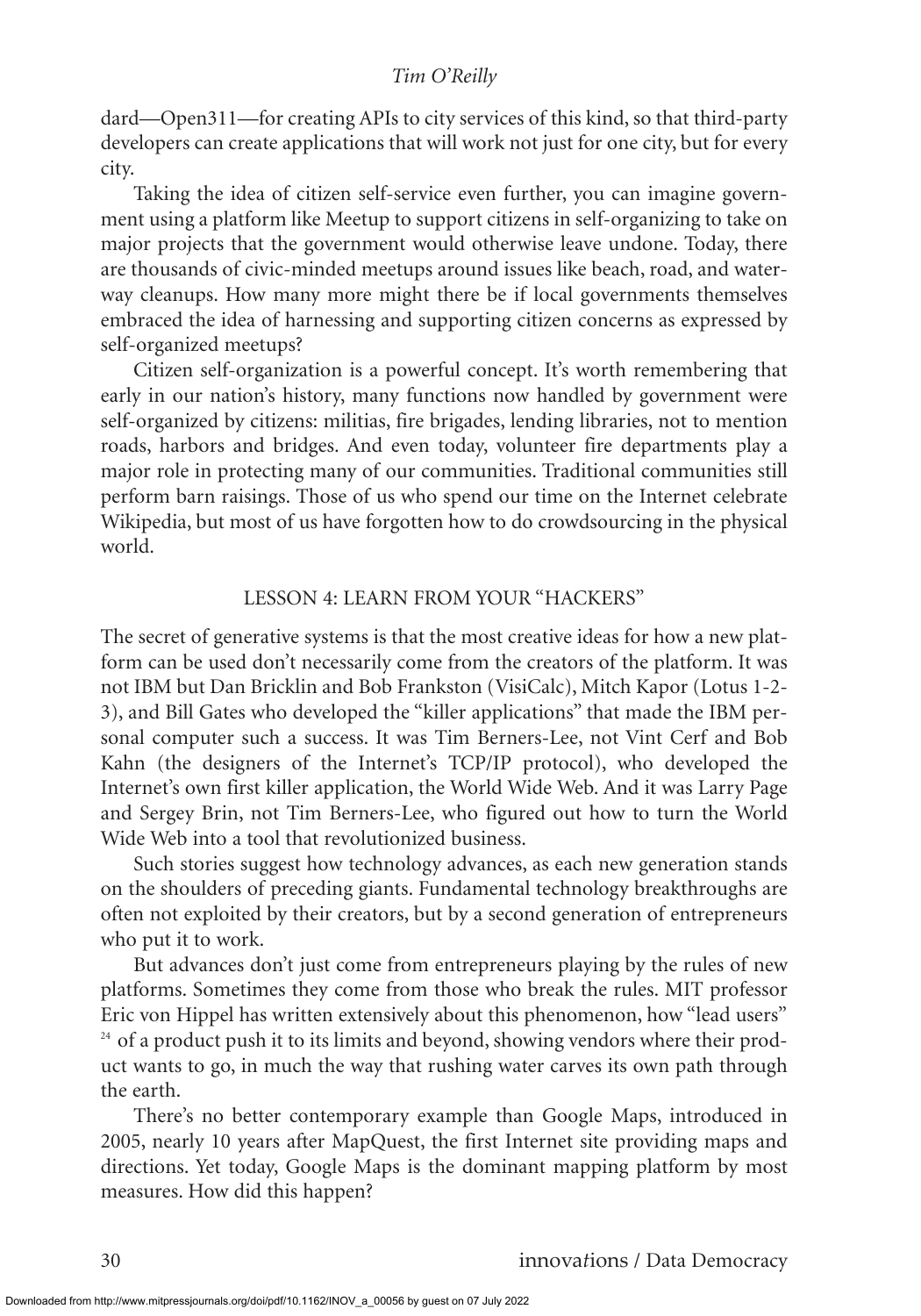dard—Open311—for creating APIs to city services of this kind, so that third-party developers can create applications that will work not just for one city, but for every city.

Taking the idea of citizen self-service even further, you can imagine government using a platform like Meetup to support citizens in self-organizing to take on major projects that the government would otherwise leave undone. Today, there are thousands of civic-minded meetups around issues like beach, road, and waterway cleanups. How many more might there be if local governments themselves embraced the idea of harnessing and supporting citizen concerns as expressed by self-organized meetups?

Citizen self-organization is a powerful concept. It's worth remembering that early in our nation's history, many functions now handled by government were self-organized by citizens: militias, fire brigades, lending libraries, not to mention roads, harbors and bridges. And even today, volunteer fire departments play a major role in protecting many of our communities. Traditional communities still perform barn raisings. Those of us who spend our time on the Internet celebrate Wikipedia, but most of us have forgotten how to do crowdsourcing in the physical world.

## LESSON 4: LEARN FROM YOUR "HACKERS"

The secret of generative systems is that the most creative ideas for how a new platform can be used don't necessarily come from the creators of the platform. It was not IBM but Dan Bricklin and Bob Frankston (VisiCalc), Mitch Kapor (Lotus 1-2-3), and Bill Gates who developed the "killer applications" that made the IBM personal computer such a success. It was Tim Berners-Lee, not Vint Cerf and Bob Kahn (the designers of the Internet's TCP/IP protocol), who developed the Internet's own first killer application, the World Wide Web. And it was Larry Page and Sergey Brin, not Tim Berners-Lee, who figured out how to turn the World Wide Web into a tool that revolutionized business.

Such stories suggest how technology advances, as each new generation stands on the shoulders of preceding giants. Fundamental technology breakthroughs are often not exploited by their creators, but by a second generation of entrepreneurs who put it to work.

But advances don't just come from entrepreneurs playing by the rules of new platforms. Sometimes they come from those who break the rules. MIT professor Eric von Hippel has written extensively about this phenomenon, how "lead users" [24] of a product push it to its limits and beyond, showing vendors where their product wants to go, in much the way that rushing water carves its own path through the earth.

There's no better contemporary example than Google Maps, introduced in 2005, nearly 10 years after MapQuest, the first Internet site providing maps and directions. Yet today, Google Maps is the dominant mapping platform by most measures. How did this happen?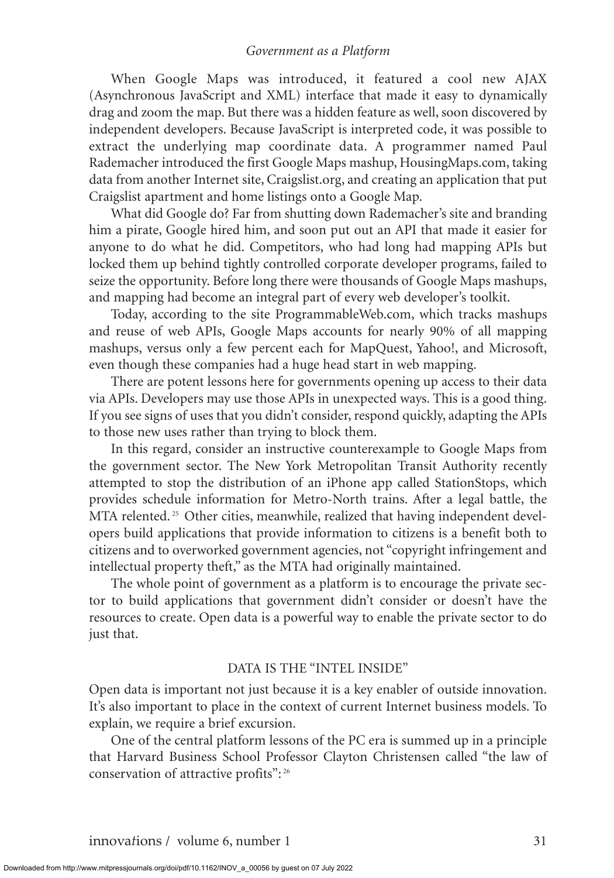When Google Maps was introduced, it featured a cool new AJAX (Asynchronous JavaScript and XML) interface that made it easy to dynamically drag and zoom the map. But there was a hidden feature as well, soon discovered by independent developers. Because JavaScript is interpreted code, it was possible to extract the underlying map coordinate data. A programmer named Paul Rademacher introduced the first Google Maps mashup, HousingMaps.com, taking data from another Internet site, Craigslist.org, and creating an application that put Craigslist apartment and home listings onto a Google Map.

What did Google do? Far from shutting down Rademacher's site and branding him a pirate, Google hired him, and soon put out an API that made it easier for anyone to do what he did. Competitors, who had long had mapping APIs but locked them up behind tightly controlled corporate developer programs, failed to seize the opportunity. Before long there were thousands of Google Maps mashups, and mapping had become an integral part of every web developer's toolkit.

Today, according to the site ProgrammableWeb.com, which tracks mashups and reuse of web APIs, Google Maps accounts for nearly 90% of all mapping mashups, versus only a few percent each for MapQuest, Yahoo!, and Microsoft, even though these companies had a huge head start in web mapping.

There are potent lessons here for governments opening up access to their data via APIs. Developers may use those APIs in unexpected ways. This is a good thing. If you see signs of uses that you didn't consider, respond quickly, adapting the APIs to those new uses rather than trying to block them.

In this regard, consider an instructive counterexample to Google Maps from the government sector. The New York Metropolitan Transit Authority recently attempted to stop the distribution of an iPhone app called StationStops, which provides schedule information for Metro-North trains. After a legal battle, the MTA relented.[25] Other cities, meanwhile, realized that having independent developers build applications that provide information to citizens is a benefit both to citizens and to overworked government agencies, not "copyright infringement and intellectual property theft," as the MTA had originally maintained.

The whole point of government as a platform is to encourage the private sector to build applications that government didn't consider or doesn't have the resources to create. Open data is a powerful way to enable the private sector to do just that.

## DATA IS THE "INTEL INSIDE"

Open data is important not just because it is a key enabler of outside innovation. It's also important to place in the context of current Internet business models. To explain, we require a brief excursion.

One of the central platform lessons of the PC era is summed up in a principle that Harvard Business School Professor Clayton Christensen called "the law of conservation of attractive profits":[26]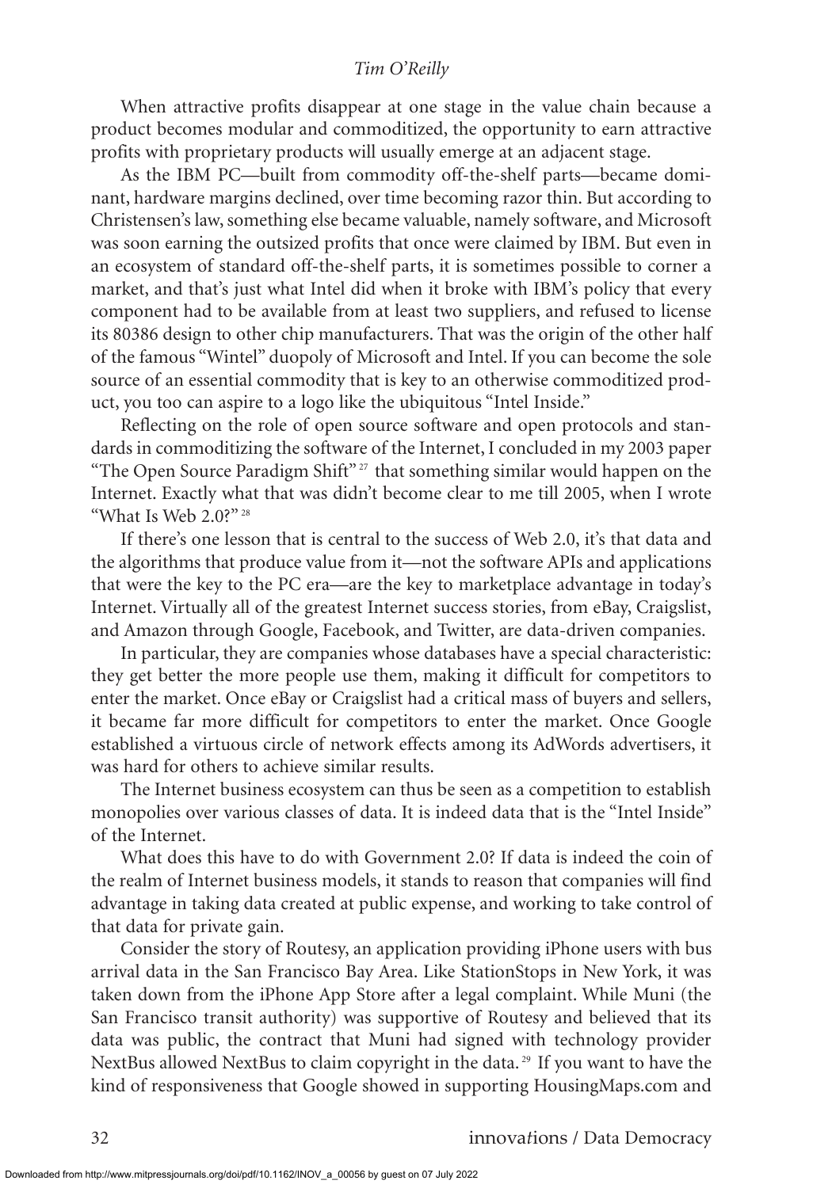When attractive profits disappear at one stage in the value chain because a product becomes modular and commoditized, the opportunity to earn attractive profits with proprietary products will usually emerge at an adjacent stage.

As the IBM PC—built from commodity off-the-shelf parts—became dominant, hardware margins declined, over time becoming razor thin. But according to Christensen's law, something else became valuable, namely software, and Microsoft was soon earning the outsized profits that once were claimed by IBM. But even in an ecosystem of standard off-the-shelf parts, it is sometimes possible to corner a market, and that's just what Intel did when it broke with IBM's policy that every component had to be available from at least two suppliers, and refused to license its 80386 design to other chip manufacturers. That was the origin of the other half of the famous "Wintel" duopoly of Microsoft and Intel. If you can become the sole source of an essential commodity that is key to an otherwise commoditized product, you too can aspire to a logo like the ubiquitous "Intel Inside."

Reflecting on the role of open source software and open protocols and standards in commoditizing the software of the Internet, I concluded in my 2003 paper "The Open Source Paradigm Shift"[27] that something similar would happen on the Internet. Exactly what that was didn't become clear to me till 2005, when I wrote "What Is Web 2.0?"[28]

If there's one lesson that is central to the success of Web 2.0, it's that data and the algorithms that produce value from it—not the software APIs and applications that were the key to the PC era—are the key to marketplace advantage in today's Internet. Virtually all of the greatest Internet success stories, from eBay, Craigslist, and Amazon through Google, Facebook, and Twitter, are data-driven companies.

In particular, they are companies whose databases have a special characteristic: they get better the more people use them, making it difficult for competitors to enter the market. Once eBay or Craigslist had a critical mass of buyers and sellers, it became far more difficult for competitors to enter the market. Once Google established a virtuous circle of network effects among its AdWords advertisers, it was hard for others to achieve similar results.

The Internet business ecosystem can thus be seen as a competition to establish monopolies over various classes of data. It is indeed data that is the "Intel Inside" of the Internet.

What does this have to do with Government 2.0? If data is indeed the coin of the realm of Internet business models, it stands to reason that companies will find advantage in taking data created at public expense, and working to take control of that data for private gain.

Consider the story of Routesy, an application providing iPhone users with bus arrival data in the San Francisco Bay Area. Like StationStops in New York, it was taken down from the iPhone App Store after a legal complaint. While Muni (the San Francisco transit authority) was supportive of Routesy and believed that its data was public, the contract that Muni had signed with technology provider NextBus allowed NextBus to claim copyright in the data.[29] If you want to have the kind of responsiveness that Google showed in supporting HousingMaps.com and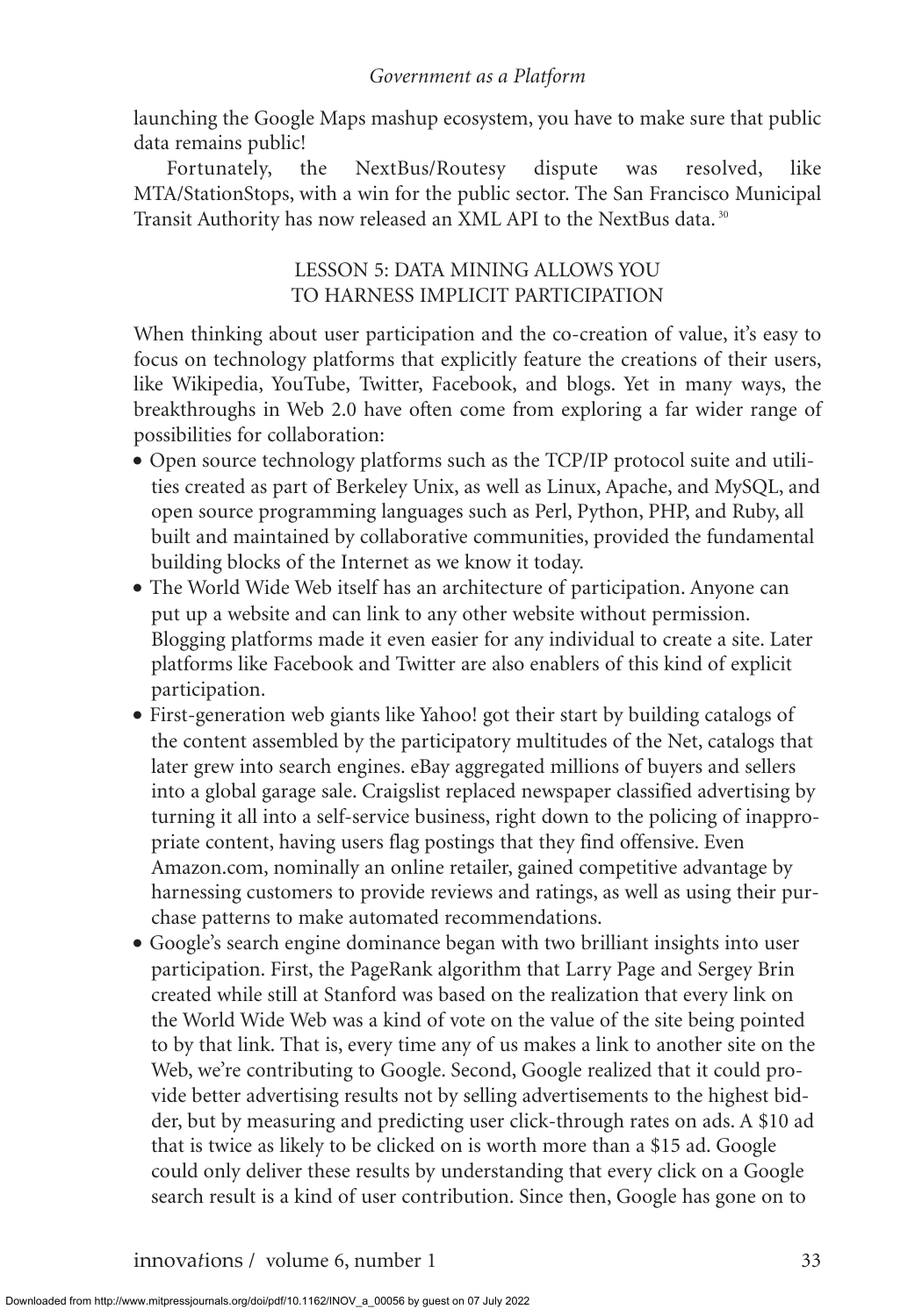launching the Google Maps mashup ecosystem, you have to make sure that public data remains public!

Fortunately, the NextBus/Routesy dispute was resolved, like MTA/StationStops, with a win for the public sector. The San Francisco Municipal Transit Authority has now released an XML API to the NextBus data.[30]

## LESSON 5: DATA MINING ALLOWS YOU TO HARNESS IMPLICIT PARTICIPATION

When thinking about user participation and the co-creation of value, it's easy to focus on technology platforms that explicitly feature the creations of their users, like Wikipedia, YouTube, Twitter, Facebook, and blogs. Yet in many ways, the breakthroughs in Web 2.0 have often come from exploring a far wider range of possibilities for collaboration:

- Open source technology platforms such as the TCP/IP protocol suite and utilities created as part of Berkeley Unix, as well as Linux, Apache, and MySQL, and open source programming languages such as Perl, Python, PHP, and Ruby, all built and maintained by collaborative communities, provided the fundamental building blocks of the Internet as we know it today.
- The World Wide Web itself has an architecture of participation. Anyone can put up a website and can link to any other website without permission. Blogging platforms made it even easier for any individual to create a site. Later platforms like Facebook and Twitter are also enablers of this kind of explicit participation.
- First-generation web giants like Yahoo! got their start by building catalogs of the content assembled by the participatory multitudes of the Net, catalogs that later grew into search engines. eBay aggregated millions of buyers and sellers into a global garage sale. Craigslist replaced newspaper classified advertising by turning it all into a self-service business, right down to the policing of inappropriate content, having users flag postings that they find offensive. Even Amazon.com, nominally an online retailer, gained competitive advantage by harnessing customers to provide reviews and ratings, as well as using their purchase patterns to make automated recommendations.
- Google's search engine dominance began with two brilliant insights into user participation. First, the PageRank algorithm that Larry Page and Sergey Brin created while still at Stanford was based on the realization that every link on the World Wide Web was a kind of vote on the value of the site being pointed to by that link. That is, every time any of us makes a link to another site on the Web, we're contributing to Google. Second, Google realized that it could provide better advertising results not by selling advertisements to the highest bidder, but by measuring and predicting user click-through rates on ads. A $10 ad that is twice as likely to be clicked on is worth more than a $15 ad. Google could only deliver these results by understanding that every click on a Google search result is a kind of user contribution. Since then, Google has gone on to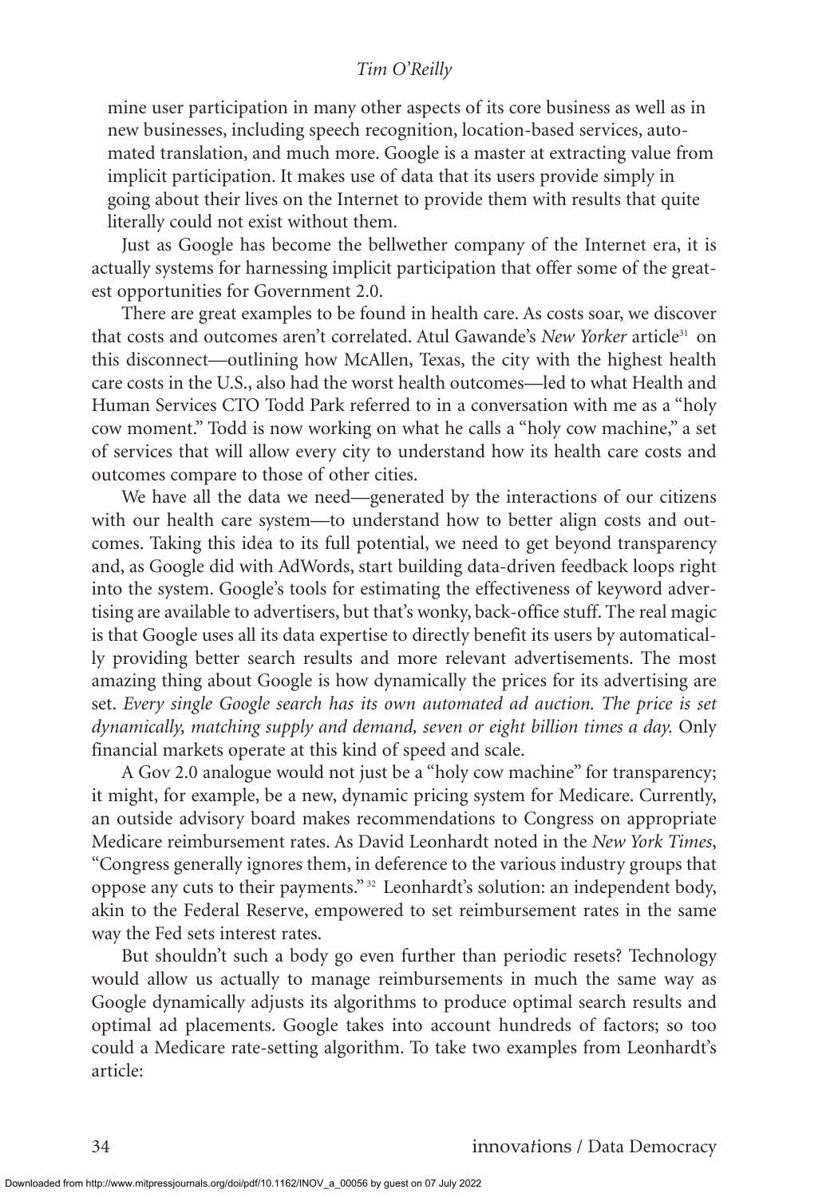mine user participation in many other aspects of its core business as well as in new businesses, including speech recognition, location-based services, automated translation, and much more. Google is a master at extracting value from implicit participation. It makes use of data that its users provide simply in going about their lives on the Internet to provide them with results that quite literally could not exist without them.

Just as Google has become the bellwether company of the Internet era, it is actually systems for harnessing implicit participation that offer some of the greatest opportunities for Government 2.0.

There are great examples to be found in health care. As costs soar, we discover that costs and outcomes aren't correlated. Atul Gawande's *New Yorker* article[31] on this disconnect—outlining how McAllen, Texas, the city with the highest health care costs in the U.S., also had the worst health outcomes—led to what Health and Human Services CTO Todd Park referred to in a conversation with me as a "holy cow moment." Todd is now working on what he calls a "holy cow machine," a set of services that will allow every city to understand how its health care costs and outcomes compare to those of other cities.

We have all the data we need—generated by the interactions of our citizens with our health care system—to understand how to better align costs and outcomes. Taking this idea to its full potential, we need to get beyond transparency and, as Google did with AdWords, start building data-driven feedback loops right into the system. Google's tools for estimating the effectiveness of keyword advertising are available to advertisers, but that's wonky, back-office stuff. The real magic is that Google uses all its data expertise to directly benefit its users by automatically providing better search results and more relevant advertisements. The most amazing thing about Google is how dynamically the prices for its advertising are set. *Every single Google search has its own automated ad auction. The price is set dynamically, matching supply and demand, seven or eight billion times a day.* Only financial markets operate at this kind of speed and scale.

A Gov 2.0 analogue would not just be a "holy cow machine" for transparency; it might, for example, be a new, dynamic pricing system for Medicare. Currently, an outside advisory board makes recommendations to Congress on appropriate Medicare reimbursement rates. As David Leonhardt noted in the *New York Times*, "Congress generally ignores them, in deference to the various industry groups that oppose any cuts to their payments."[32] Leonhardt's solution: an independent body, akin to the Federal Reserve, empowered to set reimbursement rates in the same way the Fed sets interest rates.

But shouldn't such a body go even further than periodic resets? Technology would allow us actually to manage reimbursements in much the same way as Google dynamically adjusts its algorithms to produce optimal search results and optimal ad placements. Google takes into account hundreds of factors; so too could a Medicare rate-setting algorithm. To take two examples from Leonhardt's article: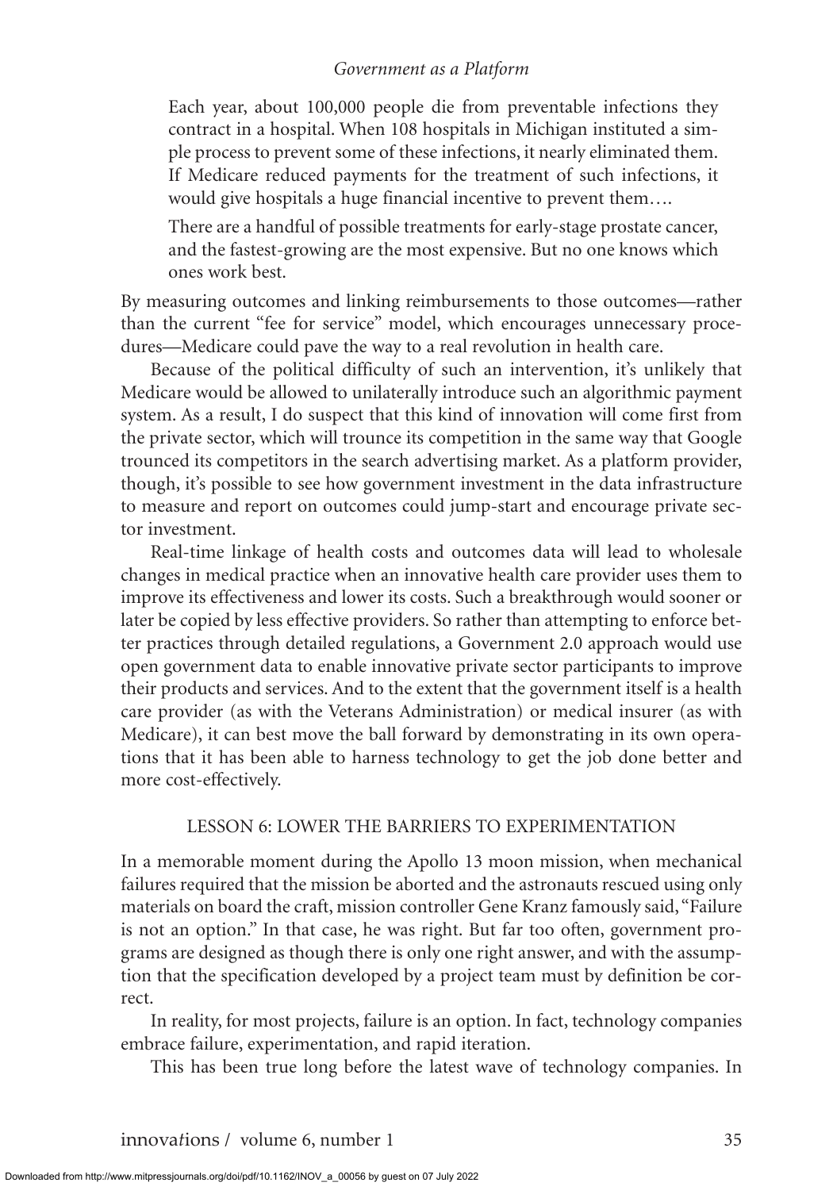> Each year, about 100,000 people die from preventable infections they contract in a hospital. When 108 hospitals in Michigan instituted a simple process to prevent some of these infections, it nearly eliminated them. If Medicare reduced payments for the treatment of such infections, it would give hospitals a huge financial incentive to prevent them….
>
> There are a handful of possible treatments for early-stage prostate cancer, and the fastest-growing are the most expensive. But no one knows which ones work best.

By measuring outcomes and linking reimbursements to those outcomes—rather than the current "fee for service" model, which encourages unnecessary procedures—Medicare could pave the way to a real revolution in health care.

Because of the political difficulty of such an intervention, it's unlikely that Medicare would be allowed to unilaterally introduce such an algorithmic payment system. As a result, I do suspect that this kind of innovation will come first from the private sector, which will trounce its competition in the same way that Google trounced its competitors in the search advertising market. As a platform provider, though, it's possible to see how government investment in the data infrastructure to measure and report on outcomes could jump-start and encourage private sector investment.

Real-time linkage of health costs and outcomes data will lead to wholesale changes in medical practice when an innovative health care provider uses them to improve its effectiveness and lower its costs. Such a breakthrough would sooner or later be copied by less effective providers. So rather than attempting to enforce better practices through detailed regulations, a Government 2.0 approach would use open government data to enable innovative private sector participants to improve their products and services. And to the extent that the government itself is a health care provider (as with the Veterans Administration) or medical insurer (as with Medicare), it can best move the ball forward by demonstrating in its own operations that it has been able to harness technology to get the job done better and more cost-effectively.

## LESSON 6: LOWER THE BARRIERS TO EXPERIMENTATION

In a memorable moment during the Apollo 13 moon mission, when mechanical failures required that the mission be aborted and the astronauts rescued using only materials on board the craft, mission controller Gene Kranz famously said, "Failure is not an option." In that case, he was right. But far too often, government programs are designed as though there is only one right answer, and with the assumption that the specification developed by a project team must by definition be correct.

In reality, for most projects, failure is an option. In fact, technology companies embrace failure, experimentation, and rapid iteration.

This has been true long before the latest wave of technology companies. In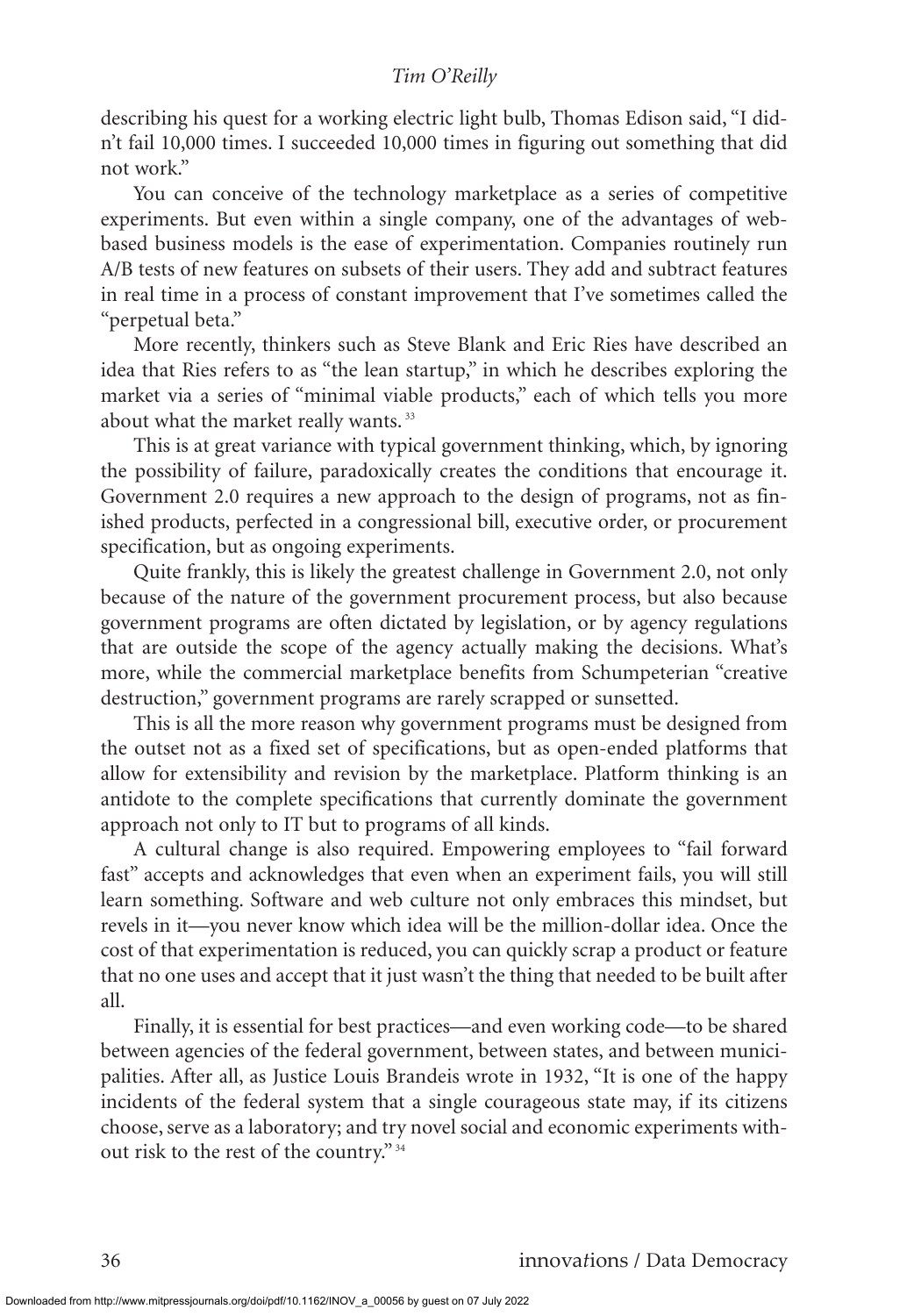describing his quest for a working electric light bulb, Thomas Edison said, "I didn't fail 10,000 times. I succeeded 10,000 times in figuring out something that did not work."

You can conceive of the technology marketplace as a series of competitive experiments. But even within a single company, one of the advantages of web-based business models is the ease of experimentation. Companies routinely run A/B tests of new features on subsets of their users. They add and subtract features in real time in a process of constant improvement that I've sometimes called the "perpetual beta."

More recently, thinkers such as Steve Blank and Eric Ries have described an idea that Ries refers to as "the lean startup," in which he describes exploring the market via a series of "minimal viable products," each of which tells you more about what the market really wants.[33]

This is at great variance with typical government thinking, which, by ignoring the possibility of failure, paradoxically creates the conditions that encourage it. Government 2.0 requires a new approach to the design of programs, not as finished products, perfected in a congressional bill, executive order, or procurement specification, but as ongoing experiments.

Quite frankly, this is likely the greatest challenge in Government 2.0, not only because of the nature of the government procurement process, but also because government programs are often dictated by legislation, or by agency regulations that are outside the scope of the agency actually making the decisions. What's more, while the commercial marketplace benefits from Schumpeterian "creative destruction," government programs are rarely scrapped or sunsetted.

This is all the more reason why government programs must be designed from the outset not as a fixed set of specifications, but as open-ended platforms that allow for extensibility and revision by the marketplace. Platform thinking is an antidote to the complete specifications that currently dominate the government approach not only to IT but to programs of all kinds.

A cultural change is also required. Empowering employees to "fail forward fast" accepts and acknowledges that even when an experiment fails, you will still learn something. Software and web culture not only embraces this mindset, but revels in it—you never know which idea will be the million-dollar idea. Once the cost of that experimentation is reduced, you can quickly scrap a product or feature that no one uses and accept that it just wasn't the thing that needed to be built after all.

Finally, it is essential for best practices—and even working code—to be shared between agencies of the federal government, between states, and between municipalities. After all, as Justice Louis Brandeis wrote in 1932, "It is one of the happy incidents of the federal system that a single courageous state may, if its citizens choose, serve as a laboratory; and try novel social and economic experiments without risk to the rest of the country."[34]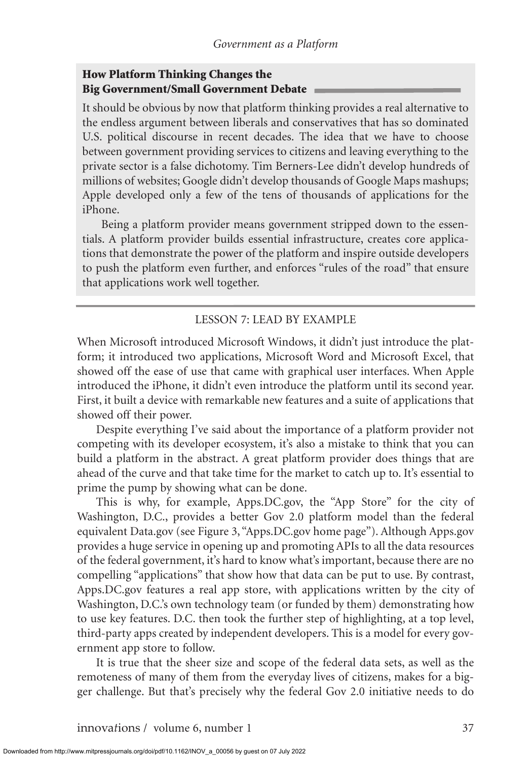### How Platform Thinking Changes the Big Government/Small Government Debate

It should be obvious by now that platform thinking provides a real alternative to the endless argument between liberals and conservatives that has so dominated U.S. political discourse in recent decades. The idea that we have to choose between government providing services to citizens and leaving everything to the private sector is a false dichotomy. Tim Berners-Lee didn't develop hundreds of millions of websites; Google didn't develop thousands of Google Maps mashups; Apple developed only a few of the tens of thousands of applications for the iPhone.

Being a platform provider means government stripped down to the essentials. A platform provider builds essential infrastructure, creates core applications that demonstrate the power of the platform and inspire outside developers to push the platform even further, and enforces "rules of the road" that ensure that applications work well together.

## LESSON 7: LEAD BY EXAMPLE

When Microsoft introduced Microsoft Windows, it didn't just introduce the platform; it introduced two applications, Microsoft Word and Microsoft Excel, that showed off the ease of use that came with graphical user interfaces. When Apple introduced the iPhone, it didn't even introduce the platform until its second year. First, it built a device with remarkable new features and a suite of applications that showed off their power.

Despite everything I've said about the importance of a platform provider not competing with its developer ecosystem, it's also a mistake to think that you can build a platform in the abstract. A great platform provider does things that are ahead of the curve and that take time for the market to catch up to. It's essential to prime the pump by showing what can be done.

This is why, for example, Apps.DC.gov, the "App Store" for the city of Washington, D.C., provides a better Gov 2.0 platform model than the federal equivalent Data.gov (see Figure 3, "Apps.DC.gov home page"). Although Apps.gov provides a huge service in opening up and promoting APIs to all the data resources of the federal government, it's hard to know what's important, because there are no compelling "applications" that show how that data can be put to use. By contrast, Apps.DC.gov features a real app store, with applications written by the city of Washington, D.C.'s own technology team (or funded by them) demonstrating how to use key features. D.C. then took the further step of highlighting, at a top level, third-party apps created by independent developers. This is a model for every government app store to follow.

It is true that the sheer size and scope of the federal data sets, as well as the remoteness of many of them from the everyday lives of citizens, makes for a bigger challenge. But that's precisely why the federal Gov 2.0 initiative needs to do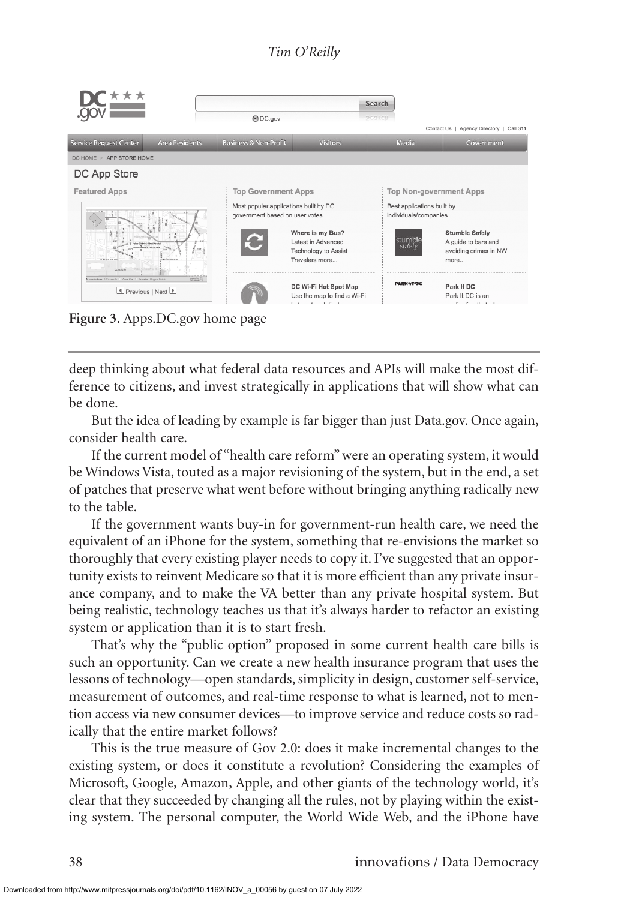**Figure 3.** Apps.DC.gov home page

deep thinking about what federal data resources and APIs will make the most difference to citizens, and invest strategically in applications that will show what can be done.

But the idea of leading by example is far bigger than just Data.gov. Once again, consider health care.

If the current model of "health care reform" were an operating system, it would be Windows Vista, touted as a major revisioning of the system, but in the end, a set of patches that preserve what went before without bringing anything radically new to the table.

If the government wants buy-in for government-run health care, we need the equivalent of an iPhone for the system, something that re-envisions the market so thoroughly that every existing player needs to copy it. I've suggested that an opportunity exists to reinvent Medicare so that it is more efficient than any private insurance company, and to make the VA better than any private hospital system. But being realistic, technology teaches us that it's always harder to refactor an existing system or application than it is to start fresh.

That's why the "public option" proposed in some current health care bills is such an opportunity. Can we create a new health insurance program that uses the lessons of technology—open standards, simplicity in design, customer self-service, measurement of outcomes, and real-time response to what is learned, not to mention access via new consumer devices—to improve service and reduce costs so radically that the entire market follows?

This is the true measure of Gov 2.0: does it make incremental changes to the existing system, or does it constitute a revolution? Considering the examples of Microsoft, Google, Amazon, Apple, and other giants of the technology world, it's clear that they succeeded by changing all the rules, not by playing within the existing system. The personal computer, the World Wide Web, and the iPhone have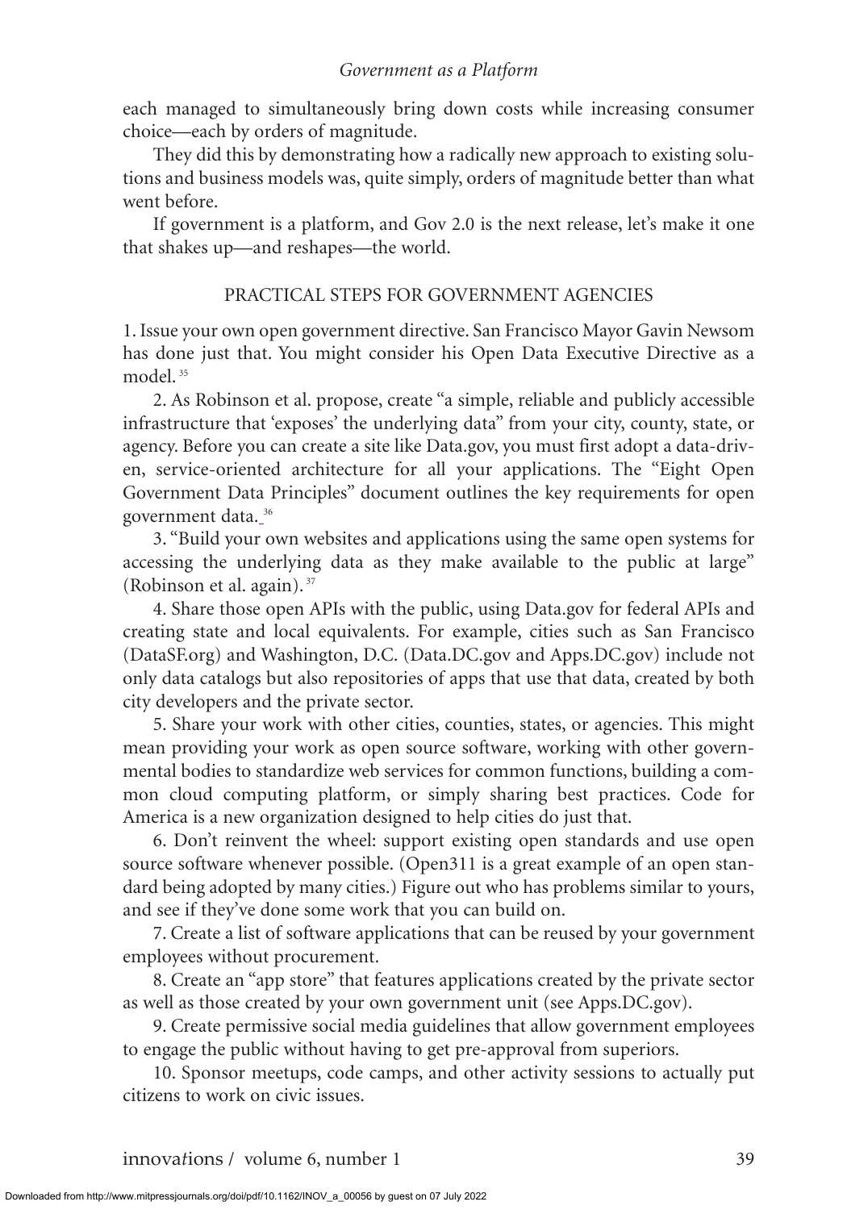each managed to simultaneously bring down costs while increasing consumer choice—each by orders of magnitude.

They did this by demonstrating how a radically new approach to existing solutions and business models was, quite simply, orders of magnitude better than what went before.

If government is a platform, and Gov 2.0 is the next release, let's make it one that shakes up—and reshapes—the world.

## PRACTICAL STEPS FOR GOVERNMENT AGENCIES

1. Issue your own open government directive. San Francisco Mayor Gavin Newsom has done just that. You might consider his Open Data Executive Directive as a model.[35]

2. As Robinson et al. propose, create "a simple, reliable and publicly accessible infrastructure that 'exposes' the underlying data" from your city, county, state, or agency. Before you can create a site like Data.gov, you must first adopt a data-driven, service-oriented architecture for all your applications. The "Eight Open Government Data Principles" document outlines the key requirements for open government data.[36]

3. "Build your own websites and applications using the same open systems for accessing the underlying data as they make available to the public at large" (Robinson et al. again).[37]

4. Share those open APIs with the public, using Data.gov for federal APIs and creating state and local equivalents. For example, cities such as San Francisco (DataSF.org) and Washington, D.C. (Data.DC.gov and Apps.DC.gov) include not only data catalogs but also repositories of apps that use that data, created by both city developers and the private sector.

5. Share your work with other cities, counties, states, or agencies. This might mean providing your work as open source software, working with other governmental bodies to standardize web services for common functions, building a common cloud computing platform, or simply sharing best practices. Code for America is a new organization designed to help cities do just that.

6. Don't reinvent the wheel: support existing open standards and use open source software whenever possible. (Open311 is a great example of an open standard being adopted by many cities.) Figure out who has problems similar to yours, and see if they've done some work that you can build on.

7. Create a list of software applications that can be reused by your government employees without procurement.

8. Create an "app store" that features applications created by the private sector as well as those created by your own government unit (see Apps.DC.gov).

9. Create permissive social media guidelines that allow government employees to engage the public without having to get pre-approval from superiors.

10. Sponsor meetups, code camps, and other activity sessions to actually put citizens to work on civic issues.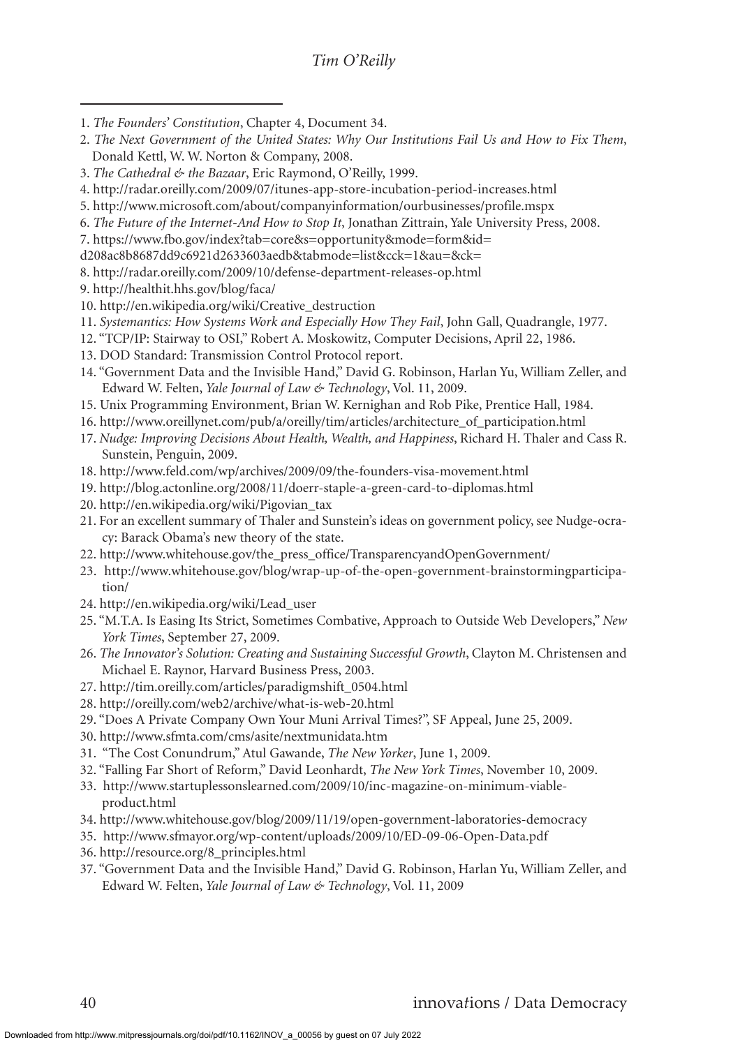1. *The Founders' Constitution*, Chapter 4, Document 34.
2. *The Next Government of the United States: Why Our Institutions Fail Us and How to Fix Them*, Donald Kettl, W. W. Norton & Company, 2008.
3. *The Cathedral & the Bazaar*, Eric Raymond, O'Reilly, 1999.
4. http://radar.oreilly.com/2009/07/itunes-app-store-incubation-period-increases.html
5. http://www.microsoft.com/about/companyinformation/ourbusinesses/profile.mspx
6. *The Future of the Internet-And How to Stop It*, Jonathan Zittrain, Yale University Press, 2008.
7. https://www.fbo.gov/index?tab=core&s=opportunity&mode=form&id=d208ac8b8687dd9c6921d2633603aedb&tabmode=list&cck=1&au=&ck=
8. http://radar.oreilly.com/2009/10/defense-department-releases-op.html
9. http://healthit.hhs.gov/blog/faca/
10. http://en.wikipedia.org/wiki/Creative_destruction
11. *Systemantics: How Systems Work and Especially How They Fail*, John Gall, Quadrangle, 1977.
12. "TCP/IP: Stairway to OSI," Robert A. Moskowitz, Computer Decisions, April 22, 1986.
13. DOD Standard: Transmission Control Protocol report.
14. "Government Data and the Invisible Hand," David G. Robinson, Harlan Yu, William Zeller, and Edward W. Felten, *Yale Journal of Law & Technology*, Vol. 11, 2009.
15. Unix Programming Environment, Brian W. Kernighan and Rob Pike, Prentice Hall, 1984.
16. http://www.oreillynet.com/pub/a/oreilly/tim/articles/architecture_of_participation.html
17. *Nudge: Improving Decisions About Health, Wealth, and Happiness*, Richard H. Thaler and Cass R. Sunstein, Penguin, 2009.
18. http://www.feld.com/wp/archives/2009/09/the-founders-visa-movement.html
19. http://blog.actonline.org/2008/11/doerr-staple-a-green-card-to-diplomas.html
20. http://en.wikipedia.org/wiki/Pigovian_tax
21. For an excellent summary of Thaler and Sunstein's ideas on government policy, see Nudge-ocracy: Barack Obama's new theory of the state.
22. http://www.whitehouse.gov/the_press_office/TransparencyandOpenGovernment/
23. http://www.whitehouse.gov/blog/wrap-up-of-the-open-government-brainstormingparticipation/
24. http://en.wikipedia.org/wiki/Lead_user
25. "M.T.A. Is Easing Its Strict, Sometimes Combative, Approach to Outside Web Developers," *New York Times*, September 27, 2009.
26. *The Innovator's Solution: Creating and Sustaining Successful Growth*, Clayton M. Christensen and Michael E. Raynor, Harvard Business Press, 2003.
27. http://tim.oreilly.com/articles/paradigmshift_0504.html
28. http://oreilly.com/web2/archive/what-is-web-20.html
29. "Does A Private Company Own Your Muni Arrival Times?", SF Appeal, June 25, 2009.
30. http://www.sfmta.com/cms/asite/nextmunidata.htm
31. "The Cost Conundrum," Atul Gawande, *The New Yorker*, June 1, 2009.
32. "Falling Far Short of Reform," David Leonhardt, *The New York Times*, November 10, 2009.
33. http://www.startuplessonslearned.com/2009/10/inc-magazine-on-minimum-viable-product.html
34. http://www.whitehouse.gov/blog/2009/11/19/open-government-laboratories-democracy
35. http://www.sfmayor.org/wp-content/uploads/2009/10/ED-09-06-Open-Data.pdf
36. http://resource.org/8_principles.html
37. "Government Data and the Invisible Hand," David G. Robinson, Harlan Yu, William Zeller, and Edward W. Felten, *Yale Journal of Law & Technology*, Vol. 11, 2009